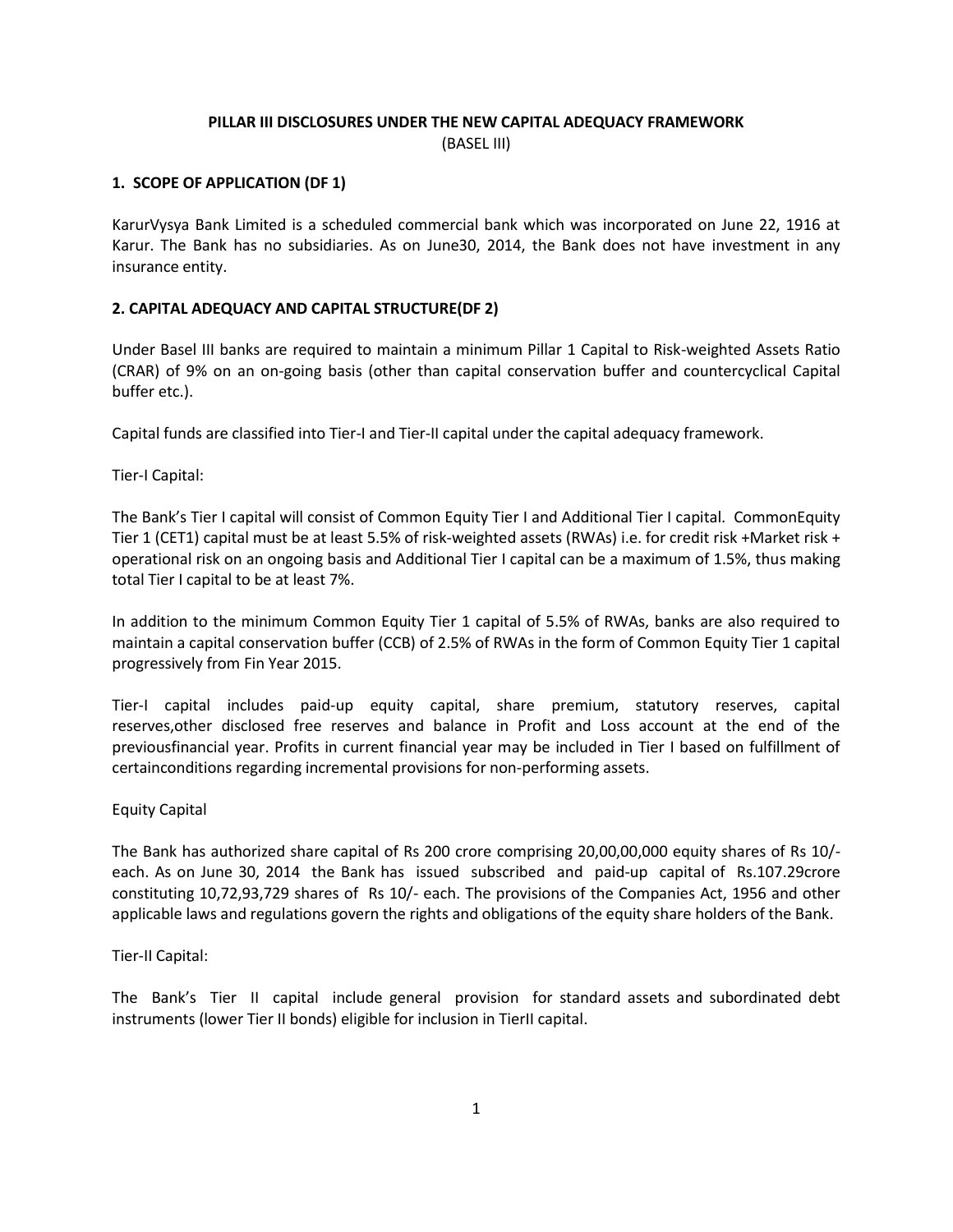# PILLAR III DISCLOSURES UNDER THE NEW CAPITAL ADEQUACY FRAMEWORK

(BASEL III)

## 1. SCOPE OF APPLICATION (DF 1)

KarurVysya Bank Limited is a scheduled commercial bank which was incorporated on June 22, 1916 at Karur. The Bank has no subsidiaries. As on June30, 2014, the Bank does not have investment in any insurance entity.

## 2. CAPITAL ADEQUACY AND CAPITAL STRUCTURE(DF 2)

Under Basel III banks are required to maintain a minimum Pillar 1 Capital to Risk-weighted Assets Ratio (CRAR) of 9% on an on-going basis (other than capital conservation buffer and countercyclical Capital buffer etc.).

Capital funds are classified into Tier-I and Tier-II capital under the capital adequacy framework.

Tier-I Capital:

The Bank's Tier I capital will consist of Common Equity Tier I and Additional Tier I capital. CommonEquity Tier 1 (CET1) capital must be at least 5.5% of risk-weighted assets (RWAs) i.e. for credit risk +Market risk + operational risk on an ongoing basis and Additional Tier I capital can be a maximum of 1.5%, thus making total Tier I capital to be at least 7%.

In addition to the minimum Common Equity Tier 1 capital of 5.5% of RWAs, banks are also required to maintain a capital conservation buffer (CCB) of 2.5% of RWAs in the form of Common Equity Tier 1 capital progressively from Fin Year 2015.

Tier-I capital includes paid-up equity capital, share premium, statutory reserves, capital reserves,other disclosed free reserves and balance in Profit and Loss account at the end of the previousfinancial year. Profits in current financial year may be included in Tier I based on fulfillment of certainconditions regarding incremental provisions for non-performing assets.

Equity Capital

The Bank has authorized share capital of Rs 200 crore comprising 20,00,00,000 equity shares of Rs 10/- each. As on June 30, 2014 the Bank has issued subscribed and paid-up capital of Rs.107.29crore constituting 10,72,93,729 shares of Rs 10/- each. The provisions of the Companies Act, 1956 and other applicable laws and regulations govern the rights and obligations of the equity share holders of the Bank.

Tier-II Capital:

The Bank's Tier II capital include general provision for standard assets and subordinated debt instruments (lower Tier II bonds) eligible for inclusion in TierII capital.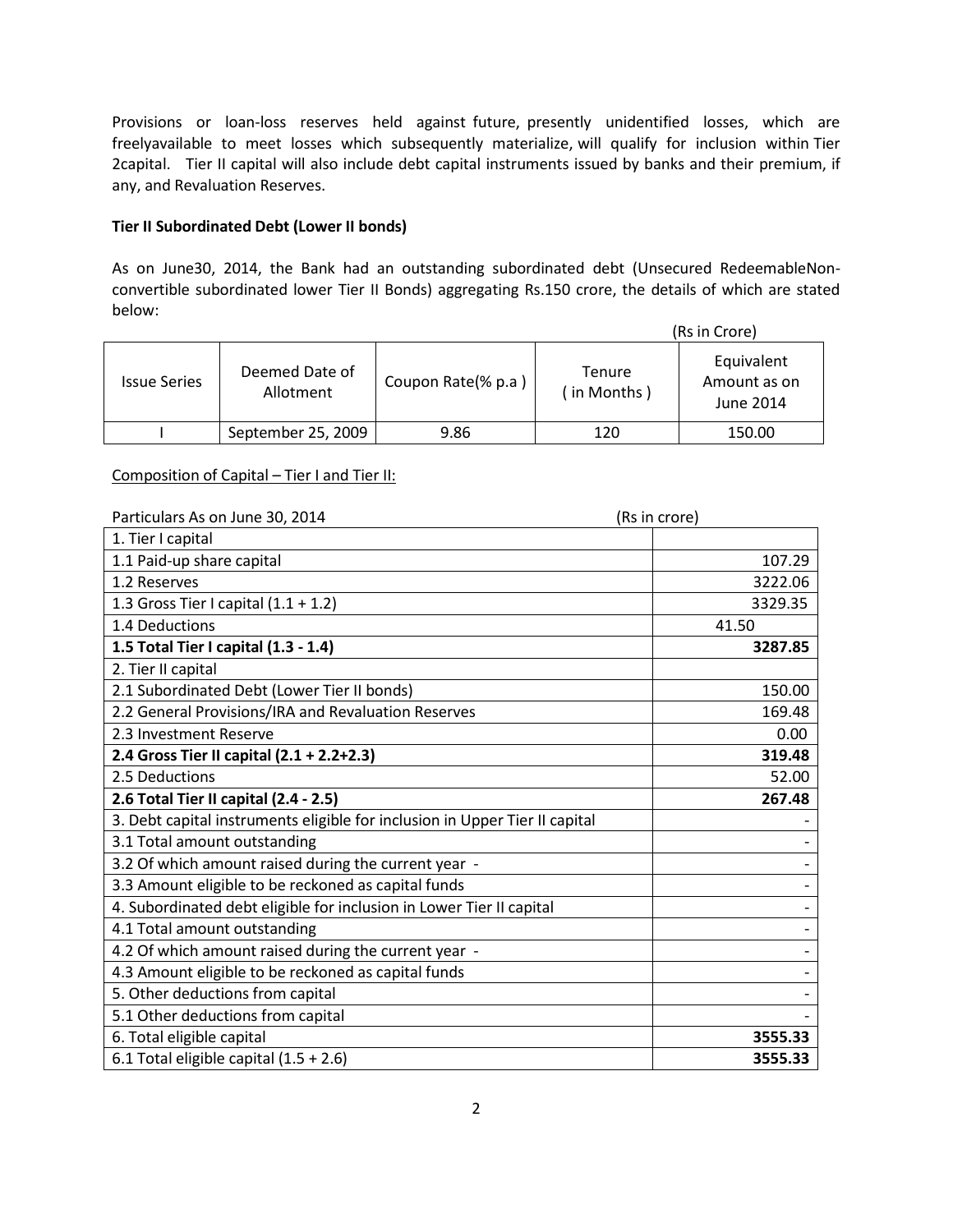Provisions or loan-loss reserves held against future, presently unidentified losses, which are freelyavailable to meet losses which subsequently materialize, will qualify for inclusion within Tier 2capital. Tier II capital will also include debt capital instruments issued by banks and their premium, if any, and Revaluation Reserves.

**Tier II Subordinated Debt (Lower II bonds)**

As on June30, 2014, the Bank had an outstanding subordinated debt (Unsecured RedeemableNon-convertible subordinated lower Tier II Bonds) aggregating Rs.150 crore, the details of which are stated below:

(Rs in Crore)

| Issue Series | Deemed Date of Allotment | Coupon Rate(% p.a ) | Tenure ( in Months ) | Equivalent Amount as on June 2014 |
|---|---|---|---|---|
| I | September 25, 2009 | 9.86 | 120 | 150.00 |

Composition of Capital – Tier I and Tier II:

| Particulars As on June 30, 2014 | (Rs in crore) |
|---|---|
| 1. Tier I capital | |
| 1.1 Paid-up share capital | 107.29 |
| 1.2 Reserves | 3222.06 |
| 1.3 Gross Tier I capital (1.1 + 1.2) | 3329.35 |
| 1.4 Deductions | 41.50 |
| **1.5 Total Tier I capital (1.3 - 1.4)** | **3287.85** |
| 2. Tier II capital | |
| 2.1 Subordinated Debt (Lower Tier II bonds) | 150.00 |
| 2.2 General Provisions/IRA and Revaluation Reserves | 169.48 |
| 2.3 Investment Reserve | 0.00 |
| **2.4 Gross Tier II capital (2.1 + 2.2+2.3)** | **319.48** |
| 2.5 Deductions | 52.00 |
| **2.6 Total Tier II capital (2.4 - 2.5)** | **267.48** |
| 3. Debt capital instruments eligible for inclusion in Upper Tier II capital | - |
| 3.1 Total amount outstanding | - |
| 3.2 Of which amount raised during the current year - | - |
| 3.3 Amount eligible to be reckoned as capital funds | - |
| 4. Subordinated debt eligible for inclusion in Lower Tier II capital | - |
| 4.1 Total amount outstanding | - |
| 4.2 Of which amount raised during the current year - | - |
| 4.3 Amount eligible to be reckoned as capital funds | - |
| 5. Other deductions from capital | - |
| 5.1 Other deductions from capital | - |
| 6. Total eligible capital | **3555.33** |
| 6.1 Total eligible capital (1.5 + 2.6) | **3555.33** |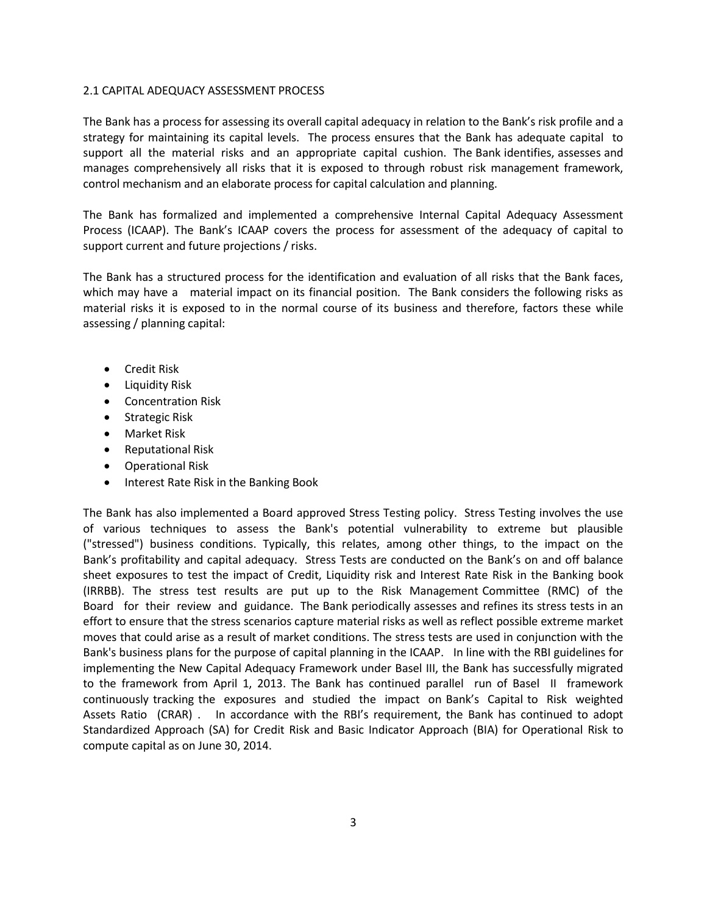## 2.1 CAPITAL ADEQUACY ASSESSMENT PROCESS

The Bank has a process for assessing its overall capital adequacy in relation to the Bank's risk profile and a strategy for maintaining its capital levels. The process ensures that the Bank has adequate capital to support all the material risks and an appropriate capital cushion. The Bank identifies, assesses and manages comprehensively all risks that it is exposed to through robust risk management framework, control mechanism and an elaborate process for capital calculation and planning.

The Bank has formalized and implemented a comprehensive Internal Capital Adequacy Assessment Process (ICAAP). The Bank's ICAAP covers the process for assessment of the adequacy of capital to support current and future projections / risks.

The Bank has a structured process for the identification and evaluation of all risks that the Bank faces, which may have a material impact on its financial position. The Bank considers the following risks as material risks it is exposed to in the normal course of its business and therefore, factors these while assessing / planning capital:

- Credit Risk
- Liquidity Risk
- Concentration Risk
- Strategic Risk
- Market Risk
- Reputational Risk
- Operational Risk
- Interest Rate Risk in the Banking Book

The Bank has also implemented a Board approved Stress Testing policy. Stress Testing involves the use of various techniques to assess the Bank's potential vulnerability to extreme but plausible ("stressed") business conditions. Typically, this relates, among other things, to the impact on the Bank's profitability and capital adequacy. Stress Tests are conducted on the Bank's on and off balance sheet exposures to test the impact of Credit, Liquidity risk and Interest Rate Risk in the Banking book (IRRBB). The stress test results are put up to the Risk Management Committee (RMC) of the Board for their review and guidance. The Bank periodically assesses and refines its stress tests in an effort to ensure that the stress scenarios capture material risks as well as reflect possible extreme market moves that could arise as a result of market conditions. The stress tests are used in conjunction with the Bank's business plans for the purpose of capital planning in the ICAAP. In line with the RBI guidelines for implementing the New Capital Adequacy Framework under Basel III, the Bank has successfully migrated to the framework from April 1, 2013. The Bank has continued parallel run of Basel II framework continuously tracking the exposures and studied the impact on Bank's Capital to Risk weighted Assets Ratio (CRAR) . In accordance with the RBI's requirement, the Bank has continued to adopt Standardized Approach (SA) for Credit Risk and Basic Indicator Approach (BIA) for Operational Risk to compute capital as on June 30, 2014.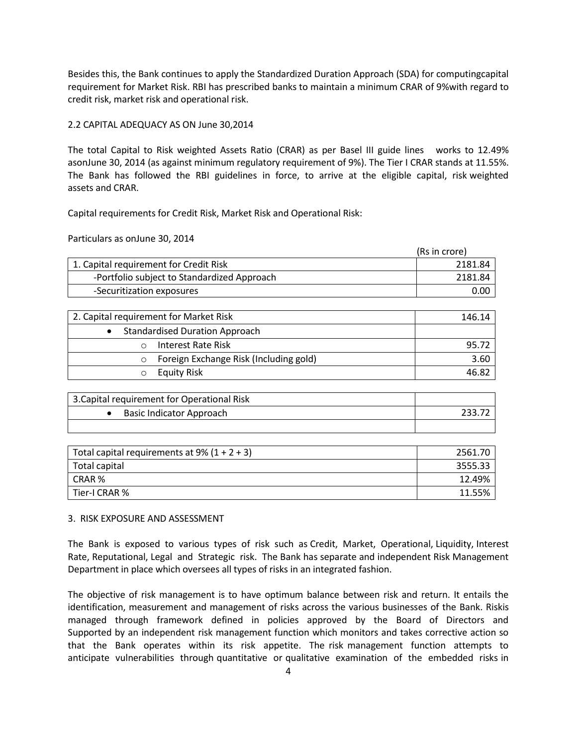Besides this, the Bank continues to apply the Standardized Duration Approach (SDA) for computingcapital requirement for Market Risk. RBI has prescribed banks to maintain a minimum CRAR of 9%with regard to credit risk, market risk and operational risk.

## 2.2 CAPITAL ADEQUACY AS ON June 30,2014

The total Capital to Risk weighted Assets Ratio (CRAR) as per Basel III guide lines works to 12.49% asonJune 30, 2014 (as against minimum regulatory requirement of 9%). The Tier I CRAR stands at 11.55%. The Bank has followed the RBI guidelines in force, to arrive at the eligible capital, risk weighted assets and CRAR.

Capital requirements for Credit Risk, Market Risk and Operational Risk:

Particulars as onJune 30, 2014

(Rs in crore)

| Particulars | Amount |
|---|---|
| 1. Capital requirement for Credit Risk | 2181.84 |
| -Portfolio subject to Standardized Approach | 2181.84 |
| -Securitization exposures | 0.00 |

| Particulars | Amount |
|---|---|
| 2. Capital requirement for Market Risk | 146.14 |
| • Standardised Duration Approach | |
| o Interest Rate Risk | 95.72 |
| o Foreign Exchange Risk (Including gold) | 3.60 |
| o Equity Risk | 46.82 |

| Particulars | Amount |
|---|---|
| 3.Capital requirement for Operational Risk | |
| • Basic Indicator Approach | 233.72 |
| | |

| Particulars | Amount |
|---|---|
| Total capital requirements at 9% (1 + 2 + 3) | 2561.70 |
| Total capital | 3555.33 |
| CRAR % | 12.49% |
| Tier-I CRAR % | 11.55% |

## 3. RISK EXPOSURE AND ASSESSMENT

The Bank is exposed to various types of risk such as Credit, Market, Operational, Liquidity, Interest Rate, Reputational, Legal and Strategic risk. The Bank has separate and independent Risk Management Department in place which oversees all types of risks in an integrated fashion.

The objective of risk management is to have optimum balance between risk and return. It entails the identification, measurement and management of risks across the various businesses of the Bank. Riskis managed through framework defined in policies approved by the Board of Directors and Supported by an independent risk management function which monitors and takes corrective action so that the Bank operates within its risk appetite. The risk management function attempts to anticipate vulnerabilities through quantitative or qualitative examination of the embedded risks in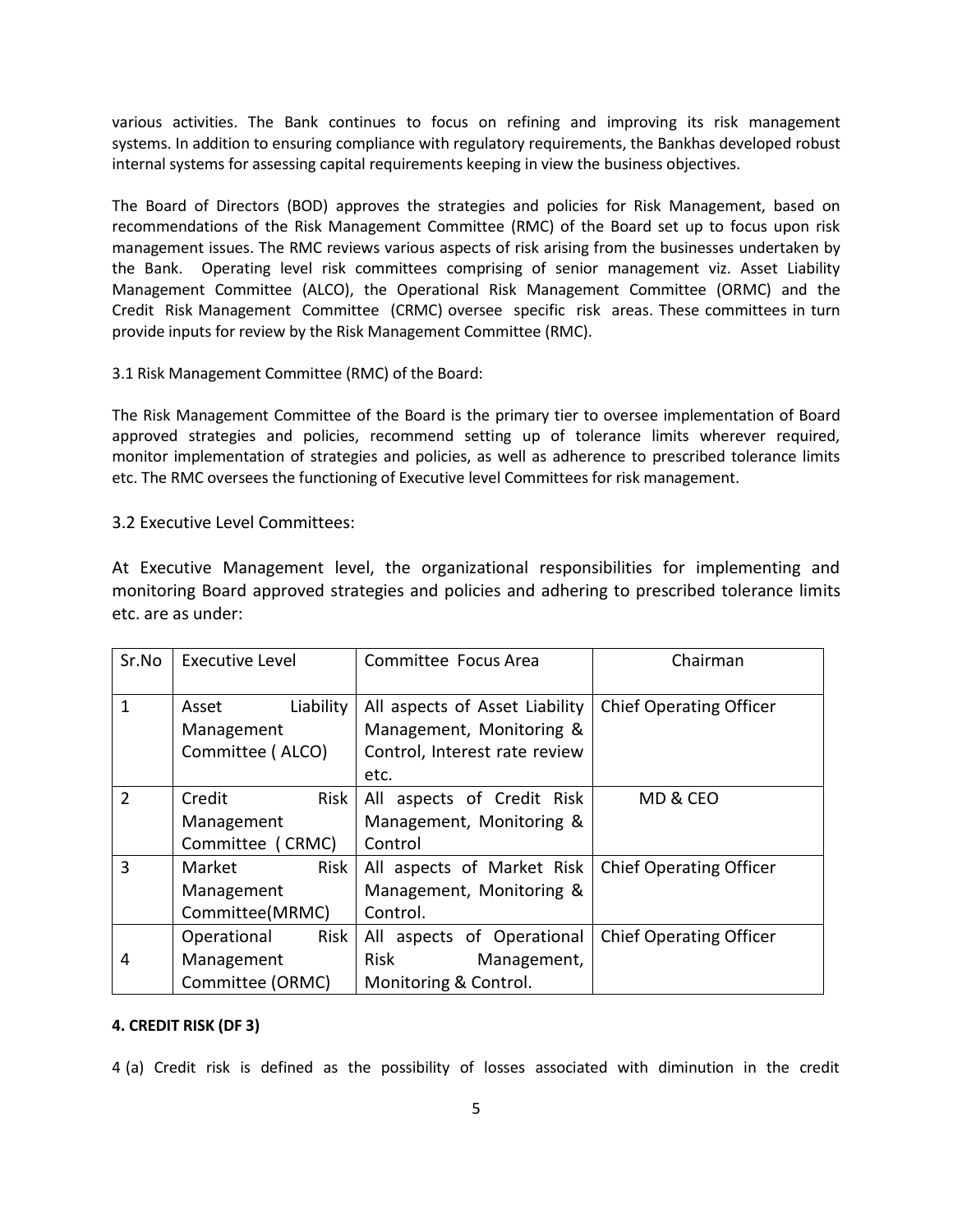various activities. The Bank continues to focus on refining and improving its risk management systems. In addition to ensuring compliance with regulatory requirements, the Bankhas developed robust internal systems for assessing capital requirements keeping in view the business objectives.

The Board of Directors (BOD) approves the strategies and policies for Risk Management, based on recommendations of the Risk Management Committee (RMC) of the Board set up to focus upon risk management issues. The RMC reviews various aspects of risk arising from the businesses undertaken by the Bank. Operating level risk committees comprising of senior management viz. Asset Liability Management Committee (ALCO), the Operational Risk Management Committee (ORMC) and the Credit Risk Management Committee (CRMC) oversee specific risk areas. These committees in turn provide inputs for review by the Risk Management Committee (RMC).

3.1 Risk Management Committee (RMC) of the Board:

The Risk Management Committee of the Board is the primary tier to oversee implementation of Board approved strategies and policies, recommend setting up of tolerance limits wherever required, monitor implementation of strategies and policies, as well as adherence to prescribed tolerance limits etc. The RMC oversees the functioning of Executive level Committees for risk management.

3.2 Executive Level Committees:

At Executive Management level, the organizational responsibilities for implementing and monitoring Board approved strategies and policies and adhering to prescribed tolerance limits etc. are as under:

| Sr.No | Executive Level | Committee Focus Area | Chairman |
|---|---|---|---|
| 1 | Asset Liability Management Committee ( ALCO) | All aspects of Asset Liability Management, Monitoring & Control, Interest rate review etc. | Chief Operating Officer |
| 2 | Credit Risk Management Committee ( CRMC) | All aspects of Credit Risk Management, Monitoring & Control | MD & CEO |
| 3 | Market Risk Management Committee(MRMC) | All aspects of Market Risk Management, Monitoring & Control. | Chief Operating Officer |
| 4 | Operational Risk Management Committee (ORMC) | All aspects of Operational Risk Management, Monitoring & Control. | Chief Operating Officer |

**4. CREDIT RISK (DF 3)**

4 (a) Credit risk is defined as the possibility of losses associated with diminution in the credit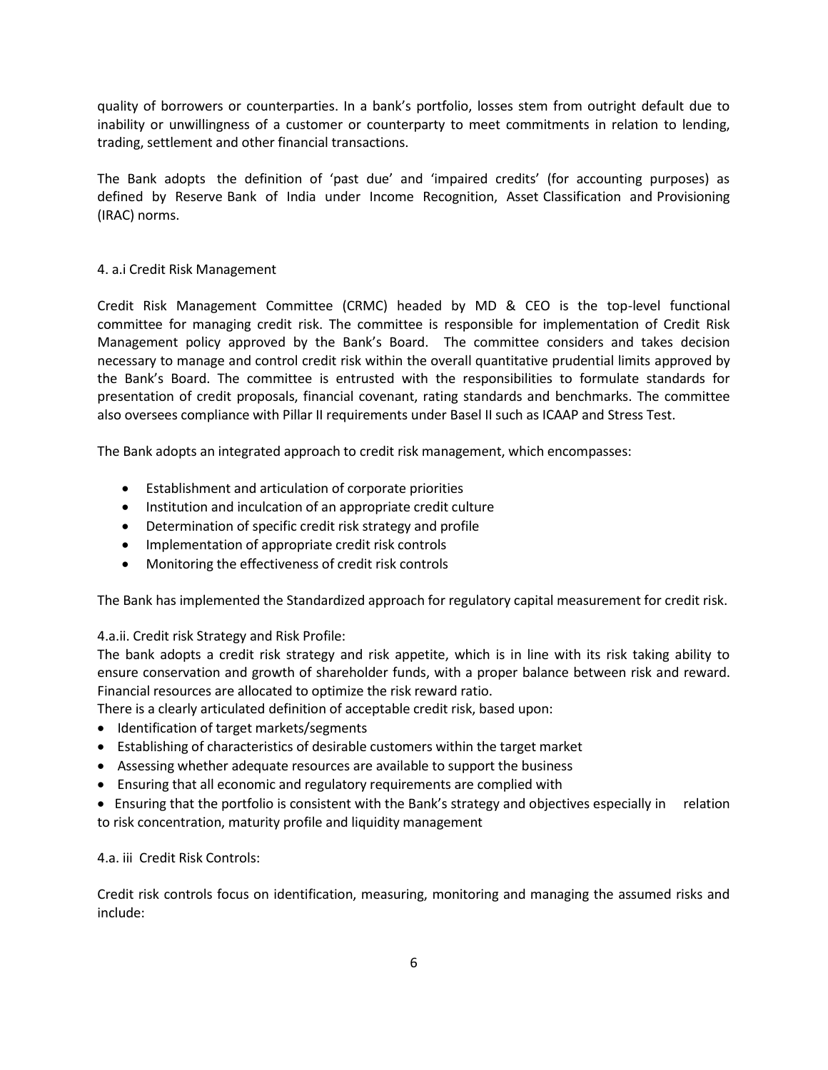quality of borrowers or counterparties. In a bank's portfolio, losses stem from outright default due to inability or unwillingness of a customer or counterparty to meet commitments in relation to lending, trading, settlement and other financial transactions.

The Bank adopts the definition of 'past due' and 'impaired credits' (for accounting purposes) as defined by Reserve Bank of India under Income Recognition, Asset Classification and Provisioning (IRAC) norms.

### 4. a.i Credit Risk Management

Credit Risk Management Committee (CRMC) headed by MD & CEO is the top-level functional committee for managing credit risk. The committee is responsible for implementation of Credit Risk Management policy approved by the Bank's Board. The committee considers and takes decision necessary to manage and control credit risk within the overall quantitative prudential limits approved by the Bank's Board. The committee is entrusted with the responsibilities to formulate standards for presentation of credit proposals, financial covenant, rating standards and benchmarks. The committee also oversees compliance with Pillar II requirements under Basel II such as ICAAP and Stress Test.

The Bank adopts an integrated approach to credit risk management, which encompasses:

- Establishment and articulation of corporate priorities
- Institution and inculcation of an appropriate credit culture
- Determination of specific credit risk strategy and profile
- Implementation of appropriate credit risk controls
- Monitoring the effectiveness of credit risk controls

The Bank has implemented the Standardized approach for regulatory capital measurement for credit risk.

### 4.a.ii. Credit risk Strategy and Risk Profile:

The bank adopts a credit risk strategy and risk appetite, which is in line with its risk taking ability to ensure conservation and growth of shareholder funds, with a proper balance between risk and reward. Financial resources are allocated to optimize the risk reward ratio.

There is a clearly articulated definition of acceptable credit risk, based upon:

- Identification of target markets/segments
- Establishing of characteristics of desirable customers within the target market
- Assessing whether adequate resources are available to support the business
- Ensuring that all economic and regulatory requirements are complied with
- Ensuring that the portfolio is consistent with the Bank's strategy and objectives especially in relation to risk concentration, maturity profile and liquidity management

### 4.a. iii Credit Risk Controls:

Credit risk controls focus on identification, measuring, monitoring and managing the assumed risks and include: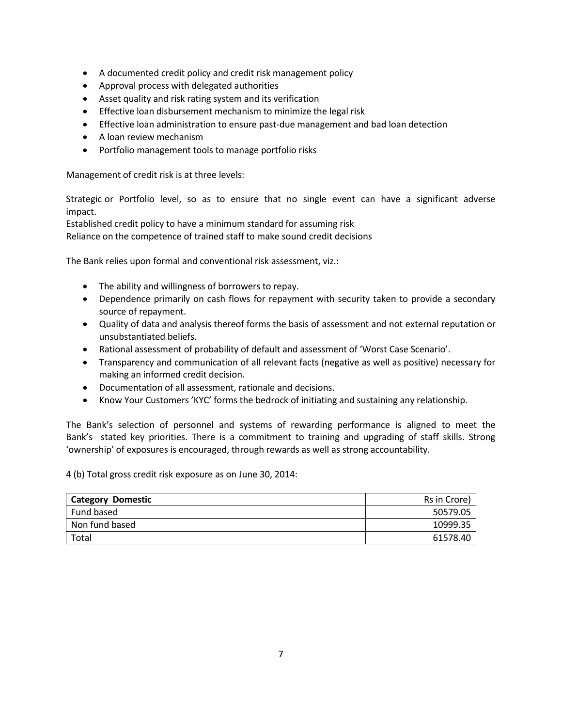- A documented credit policy and credit risk management policy
- Approval process with delegated authorities
- Asset quality and risk rating system and its verification
- Effective loan disbursement mechanism to minimize the legal risk
- Effective loan administration to ensure past-due management and bad loan detection
- A loan review mechanism
- Portfolio management tools to manage portfolio risks

Management of credit risk is at three levels:

Strategic or Portfolio level, so as to ensure that no single event can have a significant adverse impact.
Established credit policy to have a minimum standard for assuming risk
Reliance on the competence of trained staff to make sound credit decisions

The Bank relies upon formal and conventional risk assessment, viz.:

- The ability and willingness of borrowers to repay.
- Dependence primarily on cash flows for repayment with security taken to provide a secondary source of repayment.
- Quality of data and analysis thereof forms the basis of assessment and not external reputation or unsubstantiated beliefs.
- Rational assessment of probability of default and assessment of 'Worst Case Scenario'.
- Transparency and communication of all relevant facts (negative as well as positive) necessary for making an informed credit decision.
- Documentation of all assessment, rationale and decisions.
- Know Your Customers 'KYC' forms the bedrock of initiating and sustaining any relationship.

The Bank's selection of personnel and systems of rewarding performance is aligned to meet the Bank's stated key priorities. There is a commitment to training and upgrading of staff skills. Strong 'ownership' of exposures is encouraged, through rewards as well as strong accountability.

4 (b) Total gross credit risk exposure as on June 30, 2014:

| **Category Domestic** | Rs in Crore) |
|---|---:|
| Fund based | 50579.05 |
| Non fund based | 10999.35 |
| Total | 61578.40 |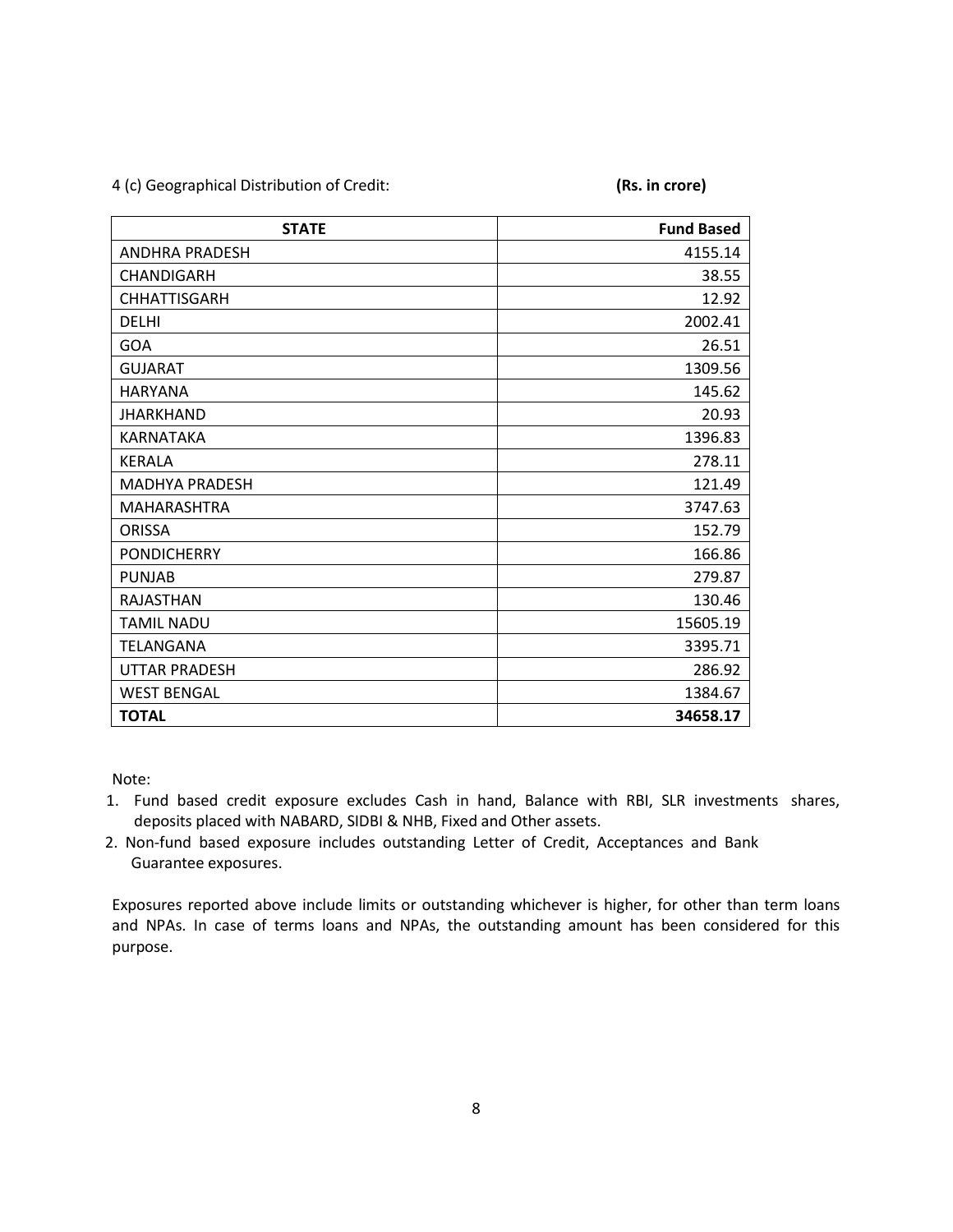4 (c) Geographical Distribution of Credit: **(Rs. in crore)**

| STATE | Fund Based |
|---|---:|
| ANDHRA PRADESH | 4155.14 |
| CHANDIGARH | 38.55 |
| CHHATTISGARH | 12.92 |
| DELHI | 2002.41 |
| GOA | 26.51 |
| GUJARAT | 1309.56 |
| HARYANA | 145.62 |
| JHARKHAND | 20.93 |
| KARNATAKA | 1396.83 |
| KERALA | 278.11 |
| MADHYA PRADESH | 121.49 |
| MAHARASHTRA | 3747.63 |
| ORISSA | 152.79 |
| PONDICHERRY | 166.86 |
| PUNJAB | 279.87 |
| RAJASTHAN | 130.46 |
| TAMIL NADU | 15605.19 |
| TELANGANA | 3395.71 |
| UTTAR PRADESH | 286.92 |
| WEST BENGAL | 1384.67 |
| **TOTAL** | **34658.17** |

Note:

1. Fund based credit exposure excludes Cash in hand, Balance with RBI, SLR investments shares, deposits placed with NABARD, SIDBI & NHB, Fixed and Other assets.
2. Non-fund based exposure includes outstanding Letter of Credit, Acceptances and Bank Guarantee exposures.

Exposures reported above include limits or outstanding whichever is higher, for other than term loans and NPAs. In case of terms loans and NPAs, the outstanding amount has been considered for this purpose.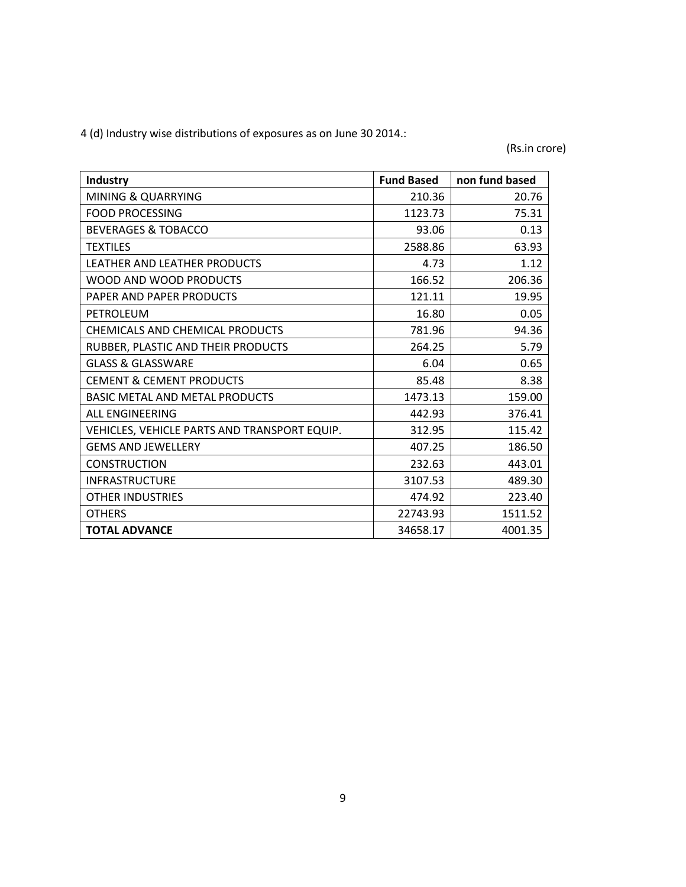4 (d) Industry wise distributions of exposures as on June 30 2014.:

(Rs.in crore)

| **Industry** | **Fund Based** | **non fund based** |
|---|---|---|
| MINING & QUARRYING | 210.36 | 20.76 |
| FOOD PROCESSING | 1123.73 | 75.31 |
| BEVERAGES & TOBACCO | 93.06 | 0.13 |
| TEXTILES | 2588.86 | 63.93 |
| LEATHER AND LEATHER PRODUCTS | 4.73 | 1.12 |
| WOOD AND WOOD PRODUCTS | 166.52 | 206.36 |
| PAPER AND PAPER PRODUCTS | 121.11 | 19.95 |
| PETROLEUM | 16.80 | 0.05 |
| CHEMICALS AND CHEMICAL PRODUCTS | 781.96 | 94.36 |
| RUBBER, PLASTIC AND THEIR PRODUCTS | 264.25 | 5.79 |
| GLASS & GLASSWARE | 6.04 | 0.65 |
| CEMENT & CEMENT PRODUCTS | 85.48 | 8.38 |
| BASIC METAL AND METAL PRODUCTS | 1473.13 | 159.00 |
| ALL ENGINEERING | 442.93 | 376.41 |
| VEHICLES, VEHICLE PARTS AND TRANSPORT EQUIP. | 312.95 | 115.42 |
| GEMS AND JEWELLERY | 407.25 | 186.50 |
| CONSTRUCTION | 232.63 | 443.01 |
| INFRASTRUCTURE | 3107.53 | 489.30 |
| OTHER INDUSTRIES | 474.92 | 223.40 |
| OTHERS | 22743.93 | 1511.52 |
| **TOTAL ADVANCE** | 34658.17 | 4001.35 |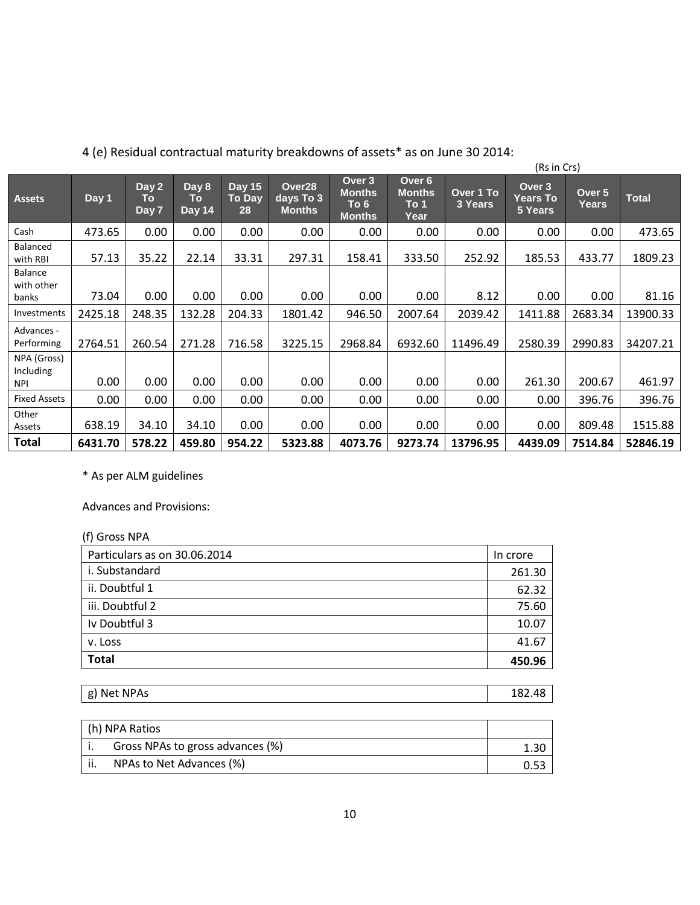4 (e) Residual contractual maturity breakdowns of assets* as on June 30 2014:

(Rs in Crs)

| Assets | Day 1 | Day 2 To Day 7 | Day 8 To Day 14 | Day 15 To Day 28 | Over28 days To 3 Months | Over 3 Months To 6 Months | Over 6 Months To 1 Year | Over 1 To 3 Years | Over 3 Years To 5 Years | Over 5 Years | Total |
|---|---|---|---|---|---|---|---|---|---|---|---|
| Cash | 473.65 | 0.00 | 0.00 | 0.00 | 0.00 | 0.00 | 0.00 | 0.00 | 0.00 | 0.00 | 473.65 |
| Balanced with RBI | 57.13 | 35.22 | 22.14 | 33.31 | 297.31 | 158.41 | 333.50 | 252.92 | 185.53 | 433.77 | 1809.23 |
| Balance with other banks | 73.04 | 0.00 | 0.00 | 0.00 | 0.00 | 0.00 | 0.00 | 8.12 | 0.00 | 0.00 | 81.16 |
| Investments | 2425.18 | 248.35 | 132.28 | 204.33 | 1801.42 | 946.50 | 2007.64 | 2039.42 | 1411.88 | 2683.34 | 13900.33 |
| Advances - Performing | 2764.51 | 260.54 | 271.28 | 716.58 | 3225.15 | 2968.84 | 6932.60 | 11496.49 | 2580.39 | 2990.83 | 34207.21 |
| NPA (Gross) Including NPI | 0.00 | 0.00 | 0.00 | 0.00 | 0.00 | 0.00 | 0.00 | 0.00 | 261.30 | 200.67 | 461.97 |
| Fixed Assets | 0.00 | 0.00 | 0.00 | 0.00 | 0.00 | 0.00 | 0.00 | 0.00 | 0.00 | 396.76 | 396.76 |
| Other Assets | 638.19 | 34.10 | 34.10 | 0.00 | 0.00 | 0.00 | 0.00 | 0.00 | 0.00 | 809.48 | 1515.88 |
| **Total** | **6431.70** | **578.22** | **459.80** | **954.22** | **5323.88** | **4073.76** | **9273.74** | **13796.95** | **4439.09** | **7514.84** | **52846.19** |

* As per ALM guidelines

Advances and Provisions:

(f) Gross NPA

| Particulars as on 30.06.2014 | In crore |
|---|---|
| i. Substandard | 261.30 |
| ii. Doubtful 1 | 62.32 |
| iii. Doubtful 2 | 75.60 |
| Iv Doubtful 3 | 10.07 |
| v. Loss | 41.67 |
| **Total** | **450.96** |

| g) Net NPAs | 182.48 |
|---|---|

| (h) NPA Ratios | |
|---|---|
| i. Gross NPAs to gross advances (%) | 1.30 |
| ii. NPAs to Net Advances (%) | 0.53 |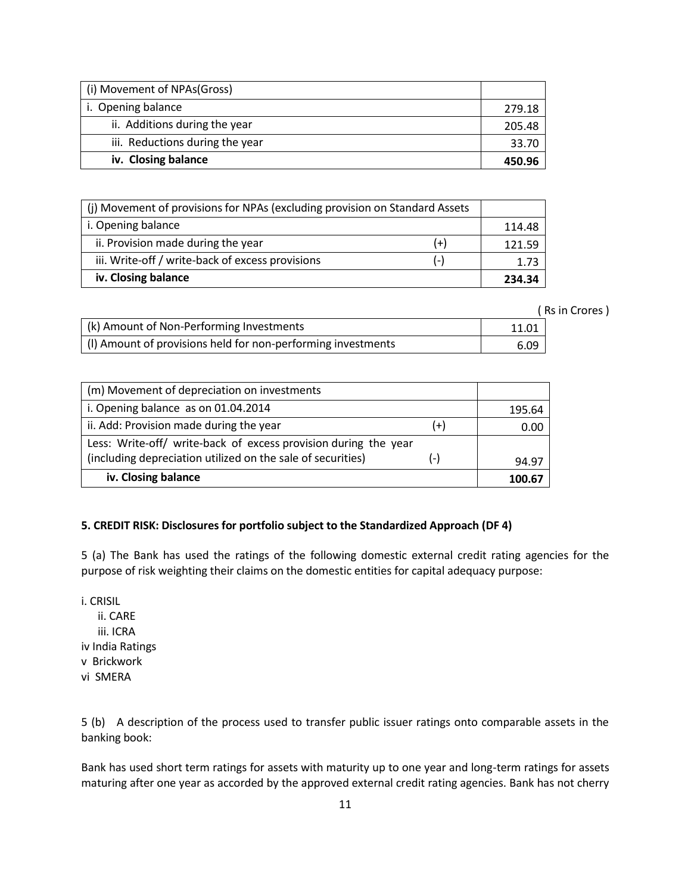| (i) Movement of NPAs(Gross) | |
|---|---|
| i. Opening balance | 279.18 |
| ii. Additions during the year | 205.48 |
| iii. Reductions during the year | 33.70 |
| **iv. Closing balance** | **450.96** |

| (j) Movement of provisions for NPAs (excluding provision on Standard Assets | | |
|---|---|---|
| i. Opening balance | | 114.48 |
| ii. Provision made during the year | (+) | 121.59 |
| iii. Write-off / write-back of excess provisions | (-) | 1.73 |
| **iv. Closing balance** | | **234.34** |

( Rs in Crores )

| (k) Amount of Non-Performing Investments | 11.01 |
|---|---|
| (l) Amount of provisions held for non-performing investments | 6.09 |

| (m) Movement of depreciation on investments | | |
|---|---|---|
| i. Opening balance as on 01.04.2014 | | 195.64 |
| ii. Add: Provision made during the year | (+) | 0.00 |
| Less: Write-off/ write-back of excess provision during the year (including depreciation utilized on the sale of securities) | (-) | 94.97 |
| **iv. Closing balance** | | **100.67** |

**5. CREDIT RISK: Disclosures for portfolio subject to the Standardized Approach (DF 4)**

5 (a) The Bank has used the ratings of the following domestic external credit rating agencies for the purpose of risk weighting their claims on the domestic entities for capital adequacy purpose:

i. CRISIL
ii. CARE
iii. ICRA
iv India Ratings
v Brickwork
vi SMERA

5 (b) A description of the process used to transfer public issuer ratings onto comparable assets in the banking book:

Bank has used short term ratings for assets with maturity up to one year and long-term ratings for assets maturing after one year as accorded by the approved external credit rating agencies. Bank has not cherry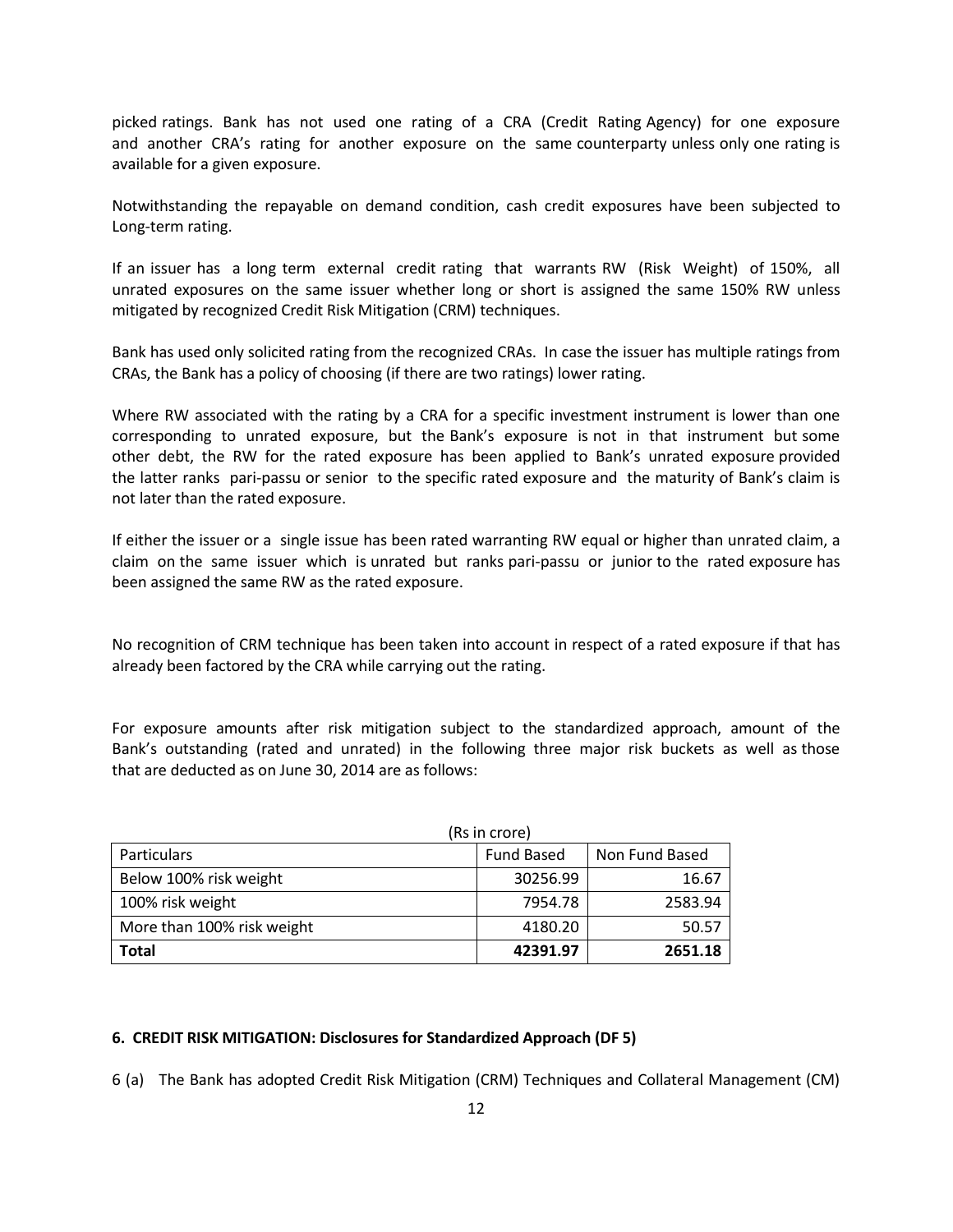picked ratings. Bank has not used one rating of a CRA (Credit Rating Agency) for one exposure and another CRA's rating for another exposure on the same counterparty unless only one rating is available for a given exposure.

Notwithstanding the repayable on demand condition, cash credit exposures have been subjected to Long-term rating.

If an issuer has a long term external credit rating that warrants RW (Risk Weight) of 150%, all unrated exposures on the same issuer whether long or short is assigned the same 150% RW unless mitigated by recognized Credit Risk Mitigation (CRM) techniques.

Bank has used only solicited rating from the recognized CRAs. In case the issuer has multiple ratings from CRAs, the Bank has a policy of choosing (if there are two ratings) lower rating.

Where RW associated with the rating by a CRA for a specific investment instrument is lower than one corresponding to unrated exposure, but the Bank's exposure is not in that instrument but some other debt, the RW for the rated exposure has been applied to Bank's unrated exposure provided the latter ranks pari-passu or senior to the specific rated exposure and the maturity of Bank's claim is not later than the rated exposure.

If either the issuer or a single issue has been rated warranting RW equal or higher than unrated claim, a claim on the same issuer which is unrated but ranks pari-passu or junior to the rated exposure has been assigned the same RW as the rated exposure.

No recognition of CRM technique has been taken into account in respect of a rated exposure if that has already been factored by the CRA while carrying out the rating.

For exposure amounts after risk mitigation subject to the standardized approach, amount of the Bank's outstanding (rated and unrated) in the following three major risk buckets as well as those that are deducted as on June 30, 2014 are as follows:

(Rs in crore)

| Particulars | Fund Based | Non Fund Based |
|---|---|---|
| Below 100% risk weight | 30256.99 | 16.67 |
| 100% risk weight | 7954.78 | 2583.94 |
| More than 100% risk weight | 4180.20 | 50.57 |
| **Total** | **42391.97** | **2651.18** |

**6. CREDIT RISK MITIGATION: Disclosures for Standardized Approach (DF 5)**

6 (a) The Bank has adopted Credit Risk Mitigation (CRM) Techniques and Collateral Management (CM)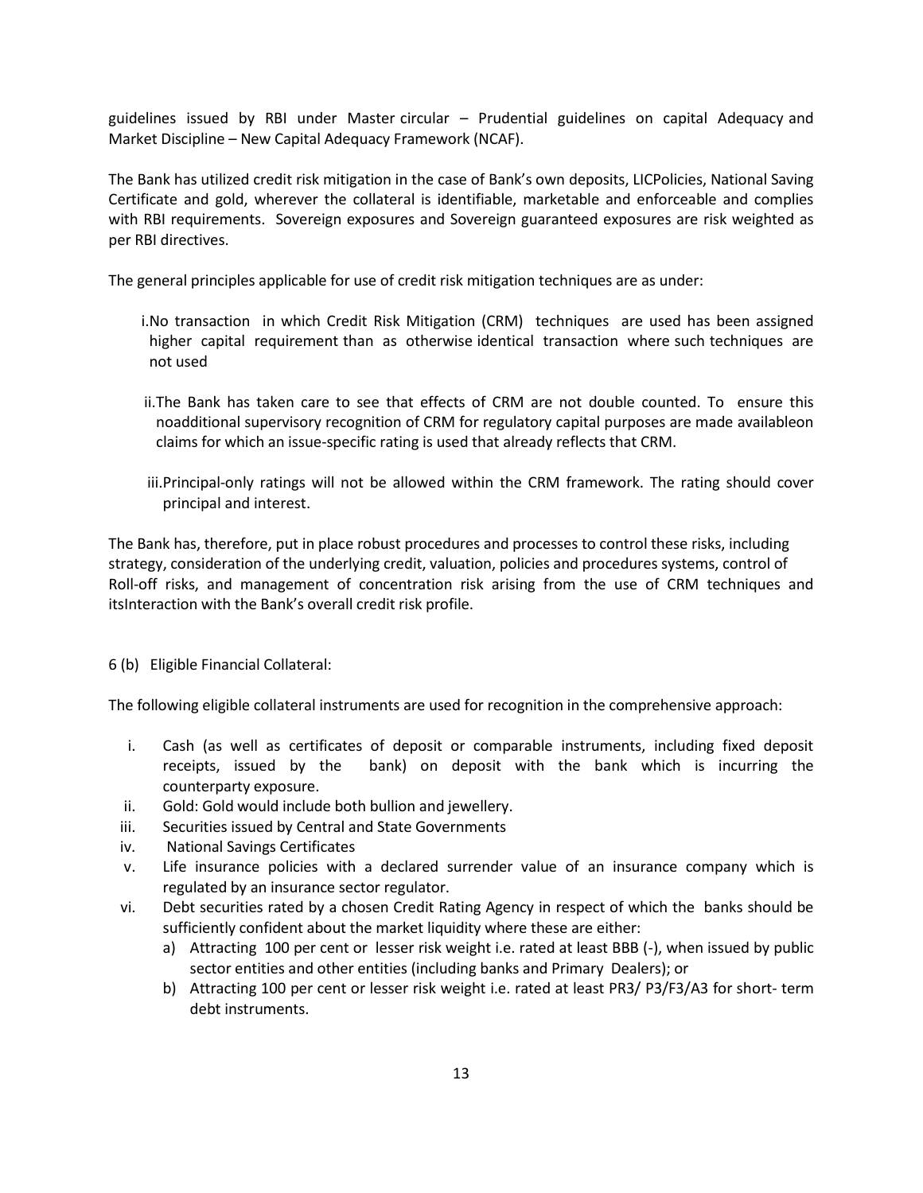guidelines issued by RBI under Master circular – Prudential guidelines on capital Adequacy and Market Discipline – New Capital Adequacy Framework (NCAF).

The Bank has utilized credit risk mitigation in the case of Bank's own deposits, LICPolicies, National Saving Certificate and gold, wherever the collateral is identifiable, marketable and enforceable and complies with RBI requirements. Sovereign exposures and Sovereign guaranteed exposures are risk weighted as per RBI directives.

The general principles applicable for use of credit risk mitigation techniques are as under:

i. No transaction in which Credit Risk Mitigation (CRM) techniques are used has been assigned higher capital requirement than as otherwise identical transaction where such techniques are not used

ii. The Bank has taken care to see that effects of CRM are not double counted. To ensure this noadditional supervisory recognition of CRM for regulatory capital purposes are made availableon claims for which an issue-specific rating is used that already reflects that CRM.

iii. Principal-only ratings will not be allowed within the CRM framework. The rating should cover principal and interest.

The Bank has, therefore, put in place robust procedures and processes to control these risks, including strategy, consideration of the underlying credit, valuation, policies and procedures systems, control of Roll-off risks, and management of concentration risk arising from the use of CRM techniques and itsInteraction with the Bank's overall credit risk profile.

6 (b) Eligible Financial Collateral:

The following eligible collateral instruments are used for recognition in the comprehensive approach:

i. Cash (as well as certificates of deposit or comparable instruments, including fixed deposit receipts, issued by the bank) on deposit with the bank which is incurring the counterparty exposure.
ii. Gold: Gold would include both bullion and jewellery.
iii. Securities issued by Central and State Governments
iv. National Savings Certificates
v. Life insurance policies with a declared surrender value of an insurance company which is regulated by an insurance sector regulator.
vi. Debt securities rated by a chosen Credit Rating Agency in respect of which the banks should be sufficiently confident about the market liquidity where these are either:
    a) Attracting 100 per cent or lesser risk weight i.e. rated at least BBB (-), when issued by public sector entities and other entities (including banks and Primary Dealers); or
    b) Attracting 100 per cent or lesser risk weight i.e. rated at least PR3/ P3/F3/A3 for short- term debt instruments.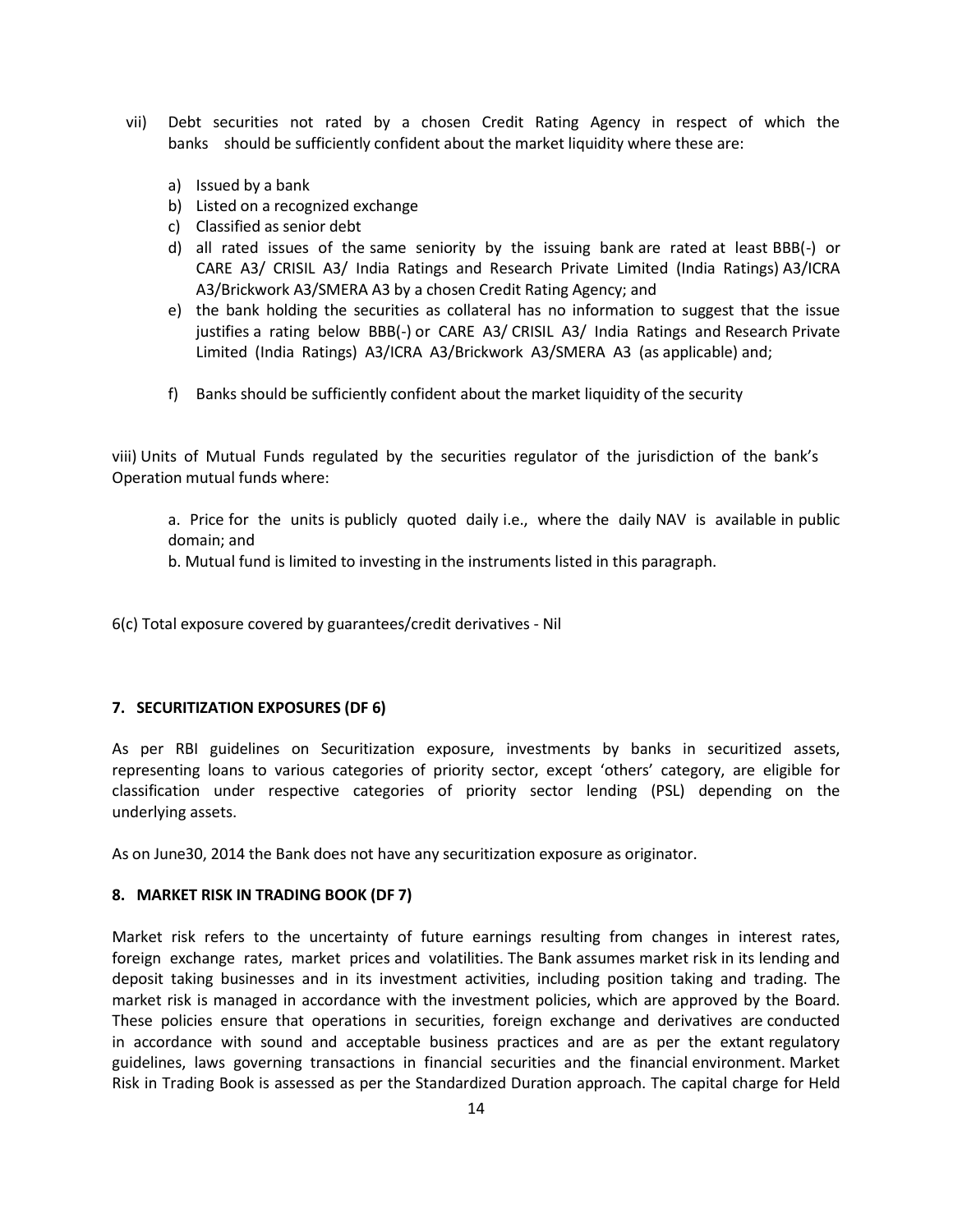vii) Debt securities not rated by a chosen Credit Rating Agency in respect of which the banks should be sufficiently confident about the market liquidity where these are:

a) Issued by a bank
b) Listed on a recognized exchange
c) Classified as senior debt
d) all rated issues of the same seniority by the issuing bank are rated at least BBB(-) or CARE A3/ CRISIL A3/ India Ratings and Research Private Limited (India Ratings) A3/ICRA A3/Brickwork A3/SMERA A3 by a chosen Credit Rating Agency; and
e) the bank holding the securities as collateral has no information to suggest that the issue justifies a rating below BBB(-) or CARE A3/ CRISIL A3/ India Ratings and Research Private Limited (India Ratings) A3/ICRA A3/Brickwork A3/SMERA A3 (as applicable) and;
f) Banks should be sufficiently confident about the market liquidity of the security

viii) Units of Mutual Funds regulated by the securities regulator of the jurisdiction of the bank's Operation mutual funds where:

a. Price for the units is publicly quoted daily i.e., where the daily NAV is available in public domain; and
b. Mutual fund is limited to investing in the instruments listed in this paragraph.

6(c) Total exposure covered by guarantees/credit derivatives - Nil

## 7. SECURITIZATION EXPOSURES (DF 6)

As per RBI guidelines on Securitization exposure, investments by banks in securitized assets, representing loans to various categories of priority sector, except 'others' category, are eligible for classification under respective categories of priority sector lending (PSL) depending on the underlying assets.

As on June30, 2014 the Bank does not have any securitization exposure as originator.

## 8. MARKET RISK IN TRADING BOOK (DF 7)

Market risk refers to the uncertainty of future earnings resulting from changes in interest rates, foreign exchange rates, market prices and volatilities. The Bank assumes market risk in its lending and deposit taking businesses and in its investment activities, including position taking and trading. The market risk is managed in accordance with the investment policies, which are approved by the Board. These policies ensure that operations in securities, foreign exchange and derivatives are conducted in accordance with sound and acceptable business practices and are as per the extant regulatory guidelines, laws governing transactions in financial securities and the financial environment. Market Risk in Trading Book is assessed as per the Standardized Duration approach. The capital charge for Held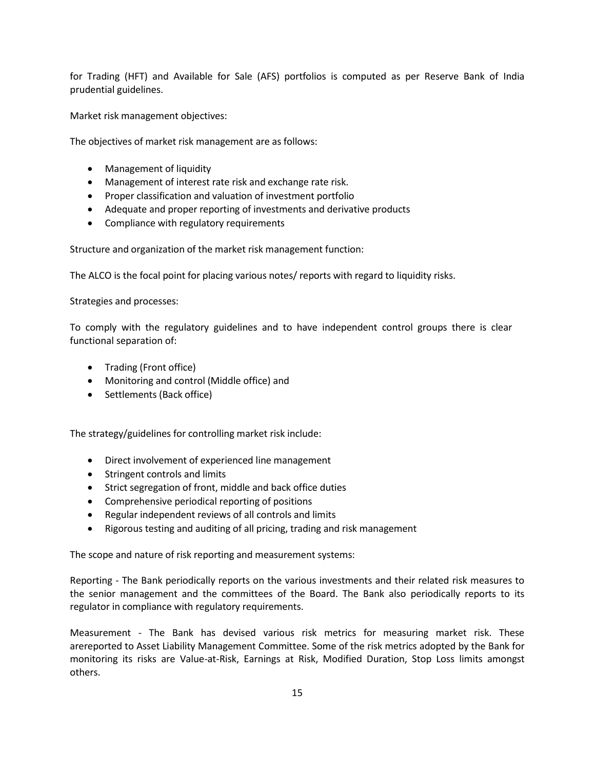for Trading (HFT) and Available for Sale (AFS) portfolios is computed as per Reserve Bank of India prudential guidelines.

Market risk management objectives:

The objectives of market risk management are as follows:

- Management of liquidity
- Management of interest rate risk and exchange rate risk.
- Proper classification and valuation of investment portfolio
- Adequate and proper reporting of investments and derivative products
- Compliance with regulatory requirements

Structure and organization of the market risk management function:

The ALCO is the focal point for placing various notes/ reports with regard to liquidity risks.

Strategies and processes:

To comply with the regulatory guidelines and to have independent control groups there is clear functional separation of:

- Trading (Front office)
- Monitoring and control (Middle office) and
- Settlements (Back office)

The strategy/guidelines for controlling market risk include:

- Direct involvement of experienced line management
- Stringent controls and limits
- Strict segregation of front, middle and back office duties
- Comprehensive periodical reporting of positions
- Regular independent reviews of all controls and limits
- Rigorous testing and auditing of all pricing, trading and risk management

The scope and nature of risk reporting and measurement systems:

Reporting - The Bank periodically reports on the various investments and their related risk measures to the senior management and the committees of the Board. The Bank also periodically reports to its regulator in compliance with regulatory requirements.

Measurement - The Bank has devised various risk metrics for measuring market risk. These arereported to Asset Liability Management Committee. Some of the risk metrics adopted by the Bank for monitoring its risks are Value-at-Risk, Earnings at Risk, Modified Duration, Stop Loss limits amongst others.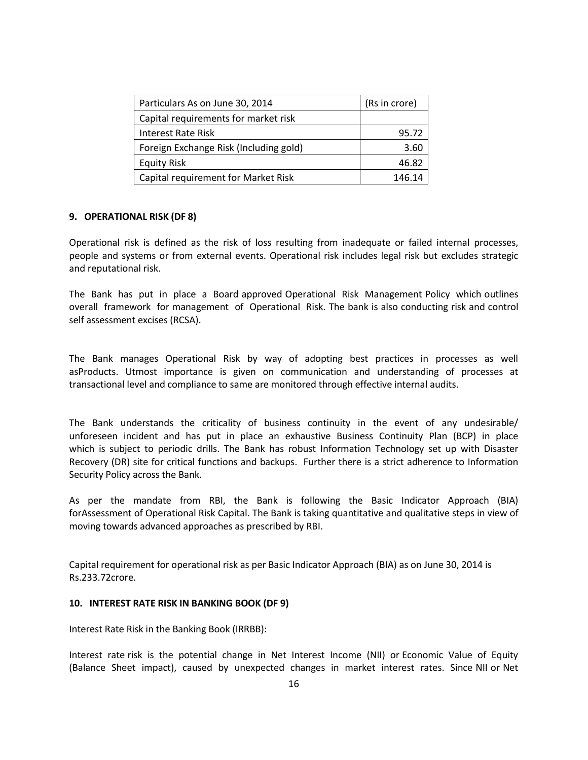| Particulars As on June 30, 2014 | (Rs in crore) |
|---|---|
| Capital requirements for market risk | |
| Interest Rate Risk | 95.72 |
| Foreign Exchange Risk (Including gold) | 3.60 |
| Equity Risk | 46.82 |
| Capital requirement for Market Risk | 146.14 |

## 9. OPERATIONAL RISK (DF 8)

Operational risk is defined as the risk of loss resulting from inadequate or failed internal processes, people and systems or from external events. Operational risk includes legal risk but excludes strategic and reputational risk.

The Bank has put in place a Board approved Operational Risk Management Policy which outlines overall framework for management of Operational Risk. The bank is also conducting risk and control self assessment excises (RCSA).

The Bank manages Operational Risk by way of adopting best practices in processes as well asProducts. Utmost importance is given on communication and understanding of processes at transactional level and compliance to same are monitored through effective internal audits.

The Bank understands the criticality of business continuity in the event of any undesirable/ unforeseen incident and has put in place an exhaustive Business Continuity Plan (BCP) in place which is subject to periodic drills. The Bank has robust Information Technology set up with Disaster Recovery (DR) site for critical functions and backups. Further there is a strict adherence to Information Security Policy across the Bank.

As per the mandate from RBI, the Bank is following the Basic Indicator Approach (BIA) forAssessment of Operational Risk Capital. The Bank is taking quantitative and qualitative steps in view of moving towards advanced approaches as prescribed by RBI.

Capital requirement for operational risk as per Basic Indicator Approach (BIA) as on June 30, 2014 is Rs.233.72crore.

## 10. INTEREST RATE RISK IN BANKING BOOK (DF 9)

Interest Rate Risk in the Banking Book (IRRBB):

Interest rate risk is the potential change in Net Interest Income (NII) or Economic Value of Equity (Balance Sheet impact), caused by unexpected changes in market interest rates. Since NII or Net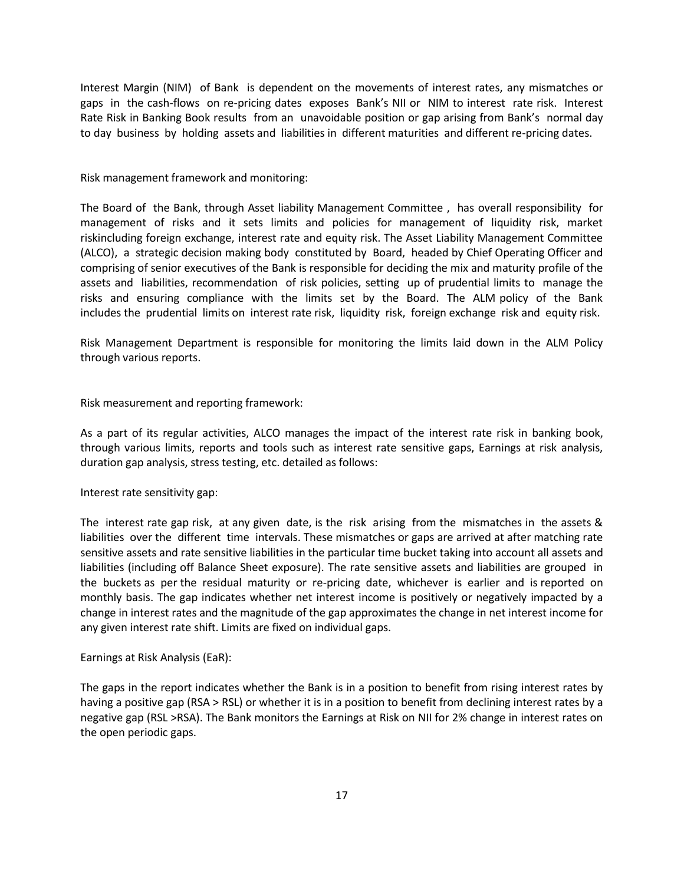Interest Margin (NIM) of Bank is dependent on the movements of interest rates, any mismatches or gaps in the cash-flows on re-pricing dates exposes Bank's NII or NIM to interest rate risk. Interest Rate Risk in Banking Book results from an unavoidable position or gap arising from Bank's normal day to day business by holding assets and liabilities in different maturities and different re-pricing dates.

Risk management framework and monitoring:

The Board of the Bank, through Asset liability Management Committee , has overall responsibility for management of risks and it sets limits and policies for management of liquidity risk, market riskincluding foreign exchange, interest rate and equity risk. The Asset Liability Management Committee (ALCO), a strategic decision making body constituted by Board, headed by Chief Operating Officer and comprising of senior executives of the Bank is responsible for deciding the mix and maturity profile of the assets and liabilities, recommendation of risk policies, setting up of prudential limits to manage the risks and ensuring compliance with the limits set by the Board. The ALM policy of the Bank includes the prudential limits on interest rate risk, liquidity risk, foreign exchange risk and equity risk.

Risk Management Department is responsible for monitoring the limits laid down in the ALM Policy through various reports.

Risk measurement and reporting framework:

As a part of its regular activities, ALCO manages the impact of the interest rate risk in banking book, through various limits, reports and tools such as interest rate sensitive gaps, Earnings at risk analysis, duration gap analysis, stress testing, etc. detailed as follows:

Interest rate sensitivity gap:

The interest rate gap risk, at any given date, is the risk arising from the mismatches in the assets & liabilities over the different time intervals. These mismatches or gaps are arrived at after matching rate sensitive assets and rate sensitive liabilities in the particular time bucket taking into account all assets and liabilities (including off Balance Sheet exposure). The rate sensitive assets and liabilities are grouped in the buckets as per the residual maturity or re-pricing date, whichever is earlier and is reported on monthly basis. The gap indicates whether net interest income is positively or negatively impacted by a change in interest rates and the magnitude of the gap approximates the change in net interest income for any given interest rate shift. Limits are fixed on individual gaps.

Earnings at Risk Analysis (EaR):

The gaps in the report indicates whether the Bank is in a position to benefit from rising interest rates by having a positive gap (RSA > RSL) or whether it is in a position to benefit from declining interest rates by a negative gap (RSL >RSA). The Bank monitors the Earnings at Risk on NII for 2% change in interest rates on the open periodic gaps.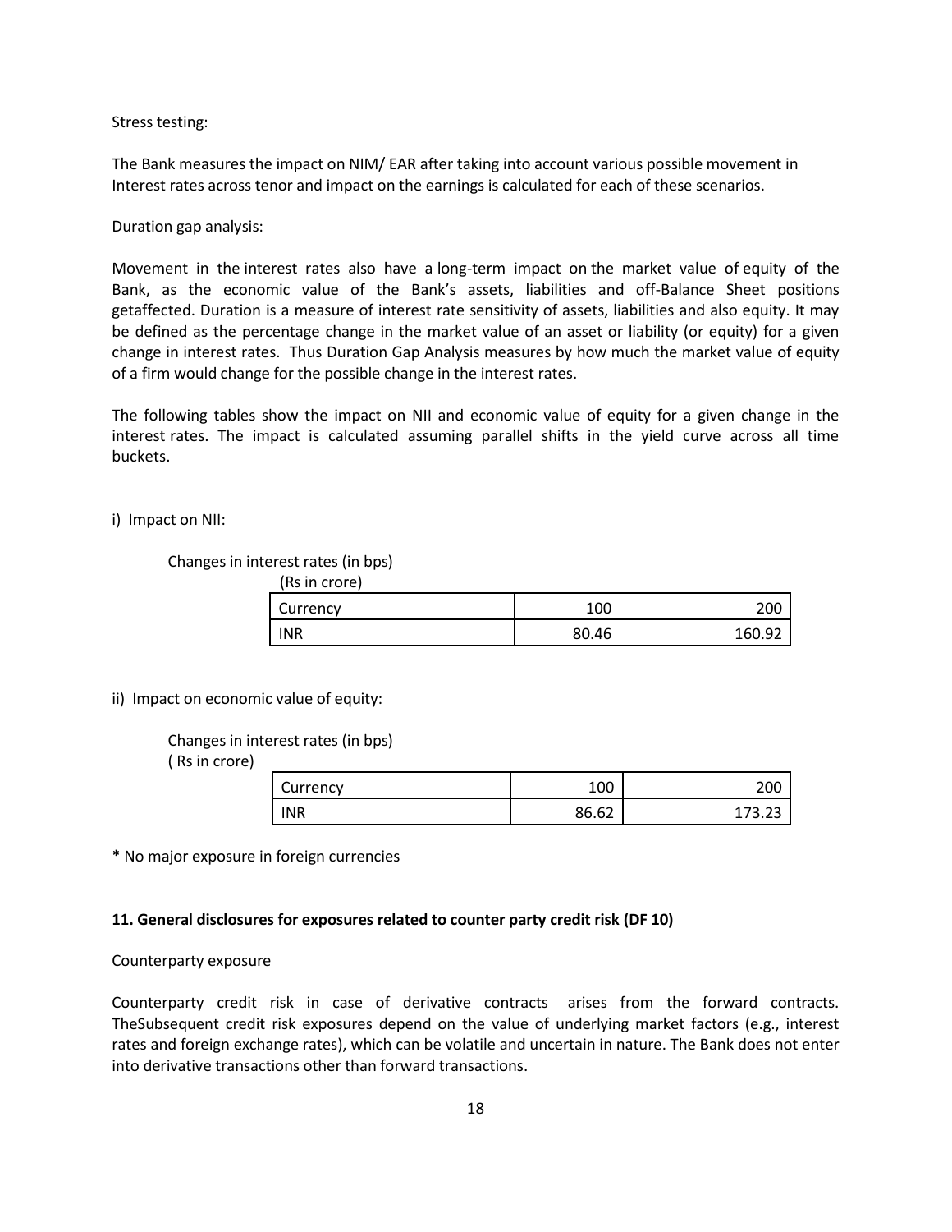Stress testing:

The Bank measures the impact on NIM/ EAR after taking into account various possible movement in Interest rates across tenor and impact on the earnings is calculated for each of these scenarios.

Duration gap analysis:

Movement in the interest rates also have a long-term impact on the market value of equity of the Bank, as the economic value of the Bank's assets, liabilities and off-Balance Sheet positions getaffected. Duration is a measure of interest rate sensitivity of assets, liabilities and also equity. It may be defined as the percentage change in the market value of an asset or liability (or equity) for a given change in interest rates. Thus Duration Gap Analysis measures by how much the market value of equity of a firm would change for the possible change in the interest rates.

The following tables show the impact on NII and economic value of equity for a given change in the interest rates. The impact is calculated assuming parallel shifts in the yield curve across all time buckets.

i) Impact on NII:

Changes in interest rates (in bps)

(Rs in crore)

| Currency | 100 | 200 |
|---|---|---|
| INR | 80.46 | 160.92 |

ii) Impact on economic value of equity:

Changes in interest rates (in bps)

( Rs in crore)

| Currency | 100 | 200 |
|---|---|---|
| INR | 86.62 | 173.23 |

* No major exposure in foreign currencies

**11. General disclosures for exposures related to counter party credit risk (DF 10)**

Counterparty exposure

Counterparty credit risk in case of derivative contracts arises from the forward contracts. TheSubsequent credit risk exposures depend on the value of underlying market factors (e.g., interest rates and foreign exchange rates), which can be volatile and uncertain in nature. The Bank does not enter into derivative transactions other than forward transactions.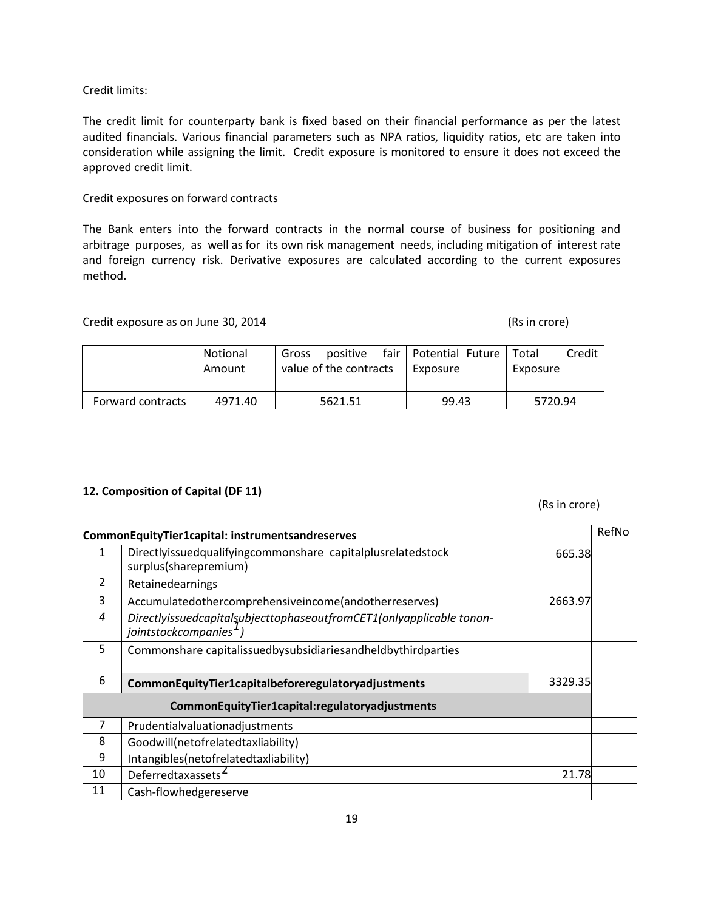Credit limits:

The credit limit for counterparty bank is fixed based on their financial performance as per the latest audited financials. Various financial parameters such as NPA ratios, liquidity ratios, etc are taken into consideration while assigning the limit. Credit exposure is monitored to ensure it does not exceed the approved credit limit.

Credit exposures on forward contracts

The Bank enters into the forward contracts in the normal course of business for positioning and arbitrage purposes, as well as for its own risk management needs, including mitigation of interest rate and foreign currency risk. Derivative exposures are calculated according to the current exposures method.

Credit exposure as on June 30, 2014 (Rs in crore)

| | Notional Amount | Gross positive fair value of the contracts | Potential Future Exposure | Total Credit Exposure |
|---|---|---|---|---|
| Forward contracts | 4971.40 | 5621.51 | 99.43 | 5720.94 |

**12. Composition of Capital (DF 11)**

(Rs in crore)

| CommonEquityTier1capital: instrumentsandreserves | | | RefNo |
|---|---|---|---|
| 1 | Directlyissuedqualifyingcommonshare capitalplusrelatedstock surplus(sharepremium) | 665.38 | |
| 2 | Retainedearnings | | |
| 3 | Accumulatedothercomprehensiveincome(andotherreserves) | 2663.97 | |
| *4* | *DirectlyissuedcapitalsubjecttophaseoutfromCET1(onlyapplicable tonon-jointstockcompanies[1])* | | |
| 5 | Commonshare capitalissuedbysubsidiariesandheldbythirdparties | | |
| 6 | **CommonEquityTier1capitalbeforeregulatoryadjustments** | 3329.35 | |
| | **CommonEquityTier1capital:regulatoryadjustments** | | |
| 7 | Prudentialvaluationadjustments | | |
| 8 | Goodwill(netofrelatedtaxliability) | | |
| 9 | Intangibles(netofrelatedtaxliability) | | |
| 10 | Deferredtaxassets[2] | 21.78 | |
| 11 | Cash-flowhedgereserve | | |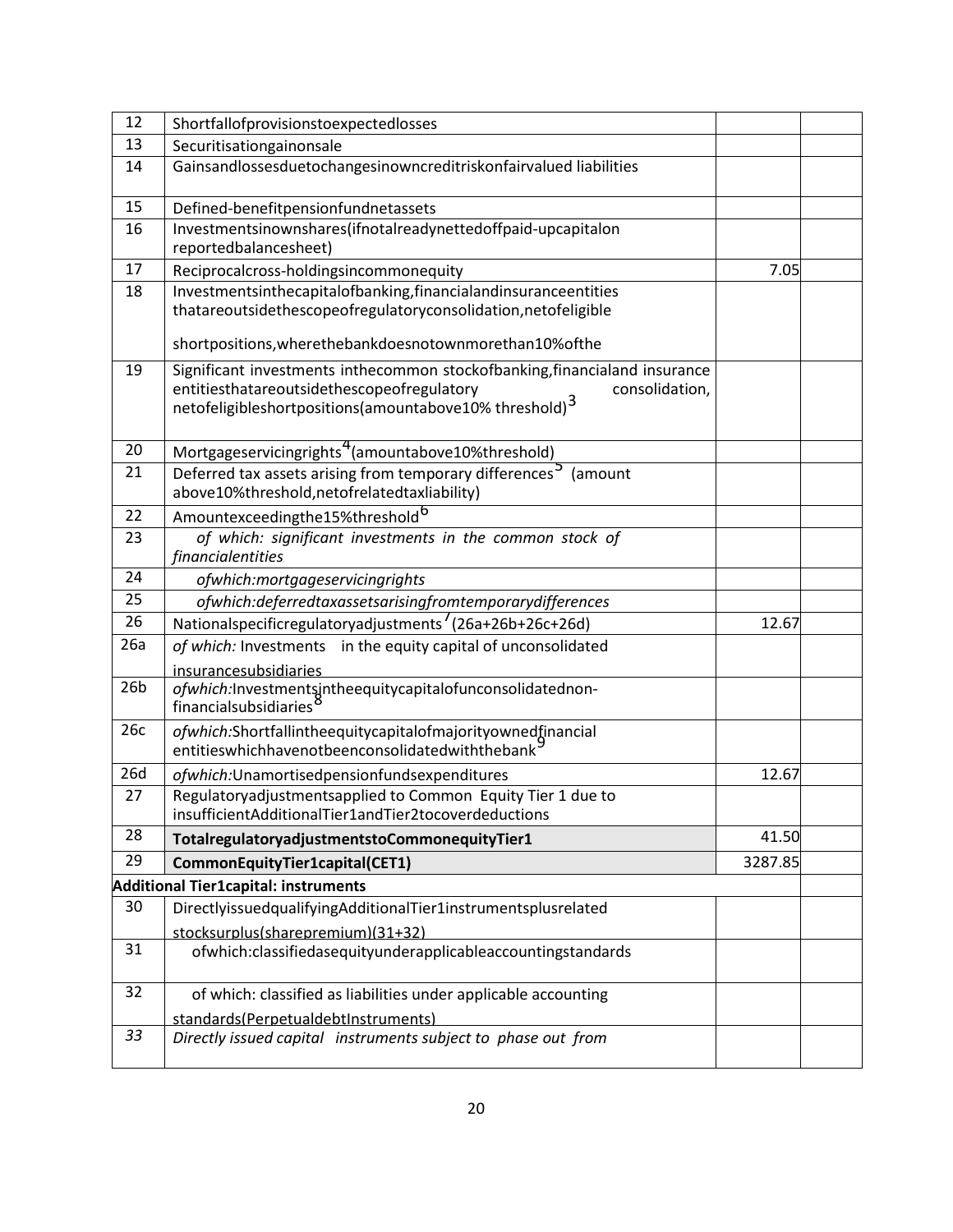| | | | |
|---|---|---|---|
| 12 | Shortfallofprovisionstoexpectedlosses | | |
| 13 | Securitisationgainonsale | | |
| 14 | Gainsandlossesduetochangesinowncreditriskonfairvalued liabilities | | |
| 15 | Defined-benefitpensionfundnetassets | | |
| 16 | Investmentsinownshares(ifnotalreadynettedoffpaid-upcapitalon reportedbalancesheet) | | |
| 17 | Reciprocalcross-holdingsincommonequity | 7.05 | |
| 18 | Investmentsinthecapitalofbanking,financialandinsuranceentities thatareoutsidethescopeofregulatoryconsolidation,netofeligible shortpositions,wherethebankdoesnotownmorethan10%ofthe | | |
| 19 | Significant investments inthecommon stockofbanking,financialand insurance entitiesthatareoutsidethescopeofregulatory consolidation, netofeligibleshortpositions(amountabove10% threshold)[3] | | |
| 20 | Mortgageservicingrights[4](amountabove10%threshold) | | |
| 21 | Deferred tax assets arising from temporary differences[5] (amount above10%threshold,netofrelatedtaxliability) | | |
| 22 | Amountexceedingthe15%threshold[6] | | |
| 23 | *of which: significant investments in the common stock of financialentities* | | |
| 24 | *ofwhich:mortgageservicingrights* | | |
| 25 | *ofwhich:deferredtaxassetsarisingfromtemporarydifferences* | | |
| 26 | Nationalspecificregulatoryadjustments[7](26a+26b+26c+26d) | 12.67 | |
| 26a | *of which:* Investments in the equity capital of unconsolidated insurancesubsidiaries | | |
| 26b | *ofwhich:*Investmentsintheequitycapitalofunconsolidatednon-financialsubsidiaries[8] | | |
| 26c | *ofwhich:*Shortfallintheequitycapitalofmajorityownedfinancial entitieswhichhavenotbeenconsolidatedwiththebank[9] | | |
| 26d | *ofwhich:*Unamortisedpensionfundsexpenditures | 12.67 | |
| 27 | Regulatoryadjustmentsapplied to Common Equity Tier 1 due to insufficientAdditionalTier1andTier2tocoverdeductions | | |
| 28 | **TotalregulatoryadjustmentstoCommonequityTier1** | 41.50 | |
| 29 | **CommonEquityTier1capital(CET1)** | 3287.85 | |
| **Additional Tier1capital: instruments** | | | |
| 30 | DirectlyissuedqualifyingAdditionalTier1instrumentsplusrelated stocksurplus(sharepremium)(31+32) | | |
| 31 | ofwhich:classifiedasequityunderapplicableaccountingstandards | | |
| 32 | of which: classified as liabilities under applicable accounting standards(PerpetualdebtInstruments) | | |
| *33* | *Directly issued capital instruments subject to phase out from* | | |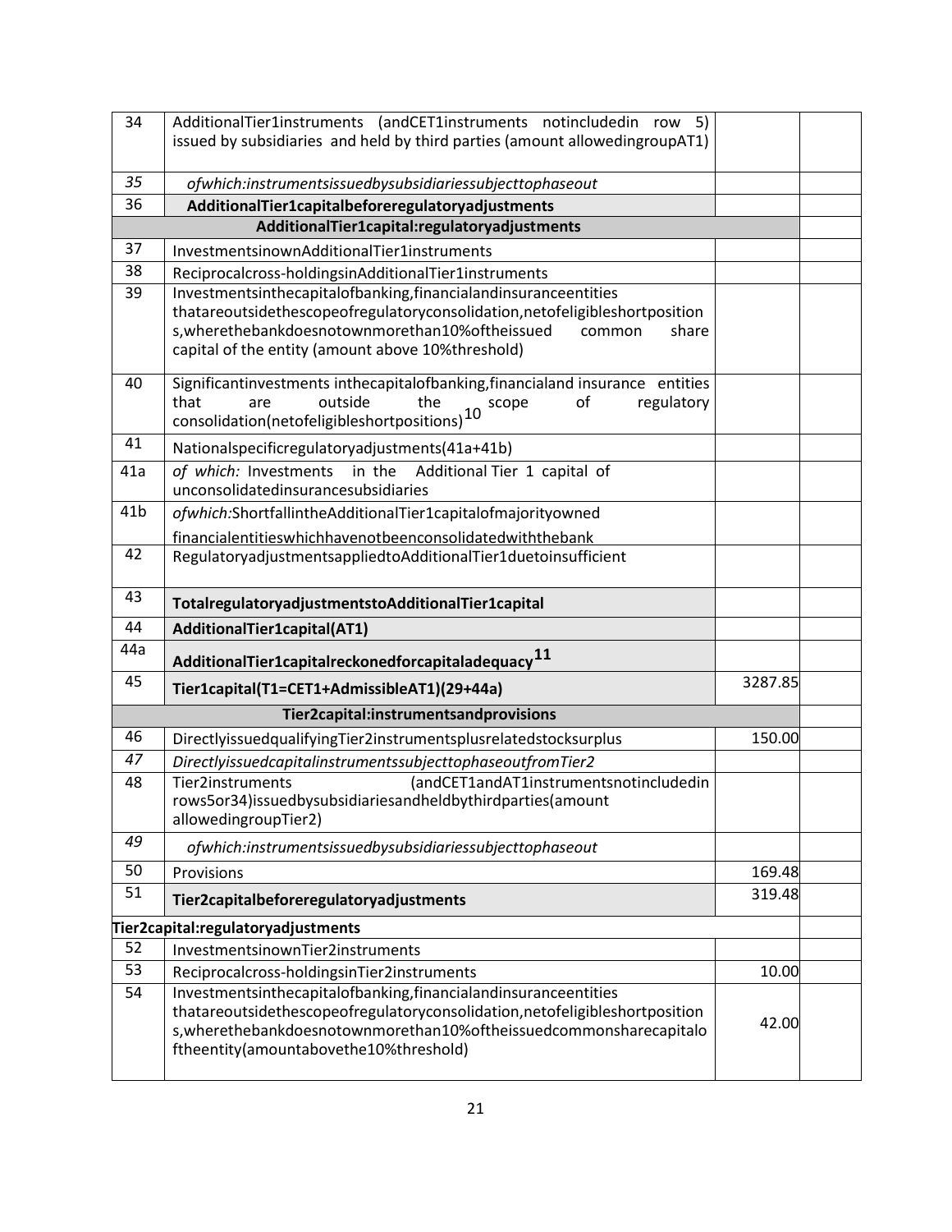| 34 | AdditionalTier1instruments (andCET1instruments notincludedin row 5) issued by subsidiaries and held by third parties (amount allowedingroupAT1) | | |
|---|---|---|---|
| *35* | *ofwhich:instrumentsissuedbysubsidiariessubjecttophaseout* | | |
| 36 | **AdditionalTier1capitalbeforeregulatoryadjustments** | | |
| | **AdditionalTier1capital:regulatoryadjustments** | | |
| 37 | InvestmentsinownAdditionalTier1instruments | | |
| 38 | Reciprocalcross-holdingsinAdditionalTier1instruments | | |
| 39 | Investmentsinthecapitalofbanking,financialandinsuranceentities thatareoutsidethescopeofregulatoryconsolidation,netofeligibleshortposition s,wherethebankdoesnotownmorethan10%oftheissued common share capital of the entity (amount above 10%threshold) | | |
| 40 | Significantinvestments inthecapitalofbanking,financialand insurance entities that are outside the scope of regulatory consolidation(netofeligibleshortpositions)[10] | | |
| 41 | Nationalspecificregulatoryadjustments(41a+41b) | | |
| 41a | *of which:* Investments in the Additional Tier 1 capital of unconsolidatedinsurancesubsidiaries | | |
| 41b | *ofwhich:*ShortfallintheAdditionalTier1capitalofmajorityowned financialentitieswhichhavenotbeenconsolidatedwiththebank | | |
| 42 | RegulatoryadjustmentsappliedtoAdditionalTier1duetoinsufficient | | |
| 43 | **TotalregulatoryadjustmentstoAdditionalTier1capital** | | |
| 44 | **AdditionalTier1capital(AT1)** | | |
| 44a | **AdditionalTier1capitalreckonedforcapitaladequacy[11]** | | |
| 45 | **Tier1capital(T1=CET1+AdmissibleAT1)(29+44a)** | 3287.85 | |
| | **Tier2capital:instrumentsandprovisions** | | |
| 46 | DirectlyissuedqualifyingTier2instrumentsplusrelatedstocksurplus | 150.00 | |
| *47* | *DirectlyissuedcapitalinstrumentssubjecttophaseoutfromTier2* | | |
| 48 | Tier2instruments (andCET1andAT1instrumentsnotincludedin rows5or34)issuedbysubsidiariesandheldbythirdparties(amount allowedingroupTier2) | | |
| *49* | *ofwhich:instrumentsissuedbysubsidiariessubjecttophaseout* | | |
| 50 | Provisions | 169.48 | |
| 51 | **Tier2capitalbeforeregulatoryadjustments** | 319.48 | |
| **Tier2capital:regulatoryadjustments** | | | |
| 52 | InvestmentsinownTier2instruments | | |
| 53 | Reciprocalcross-holdingsinTier2instruments | 10.00 | |
| 54 | Investmentsinthecapitalofbanking,financialandinsuranceentities thatareoutsidethescopeofregulatoryconsolidation,netofeligibleshortposition s,wherethebankdoesnotownmorethan10%oftheissuedcommonsharecapitalo ftheentity(amountabovethe10%threshold) | 42.00 | |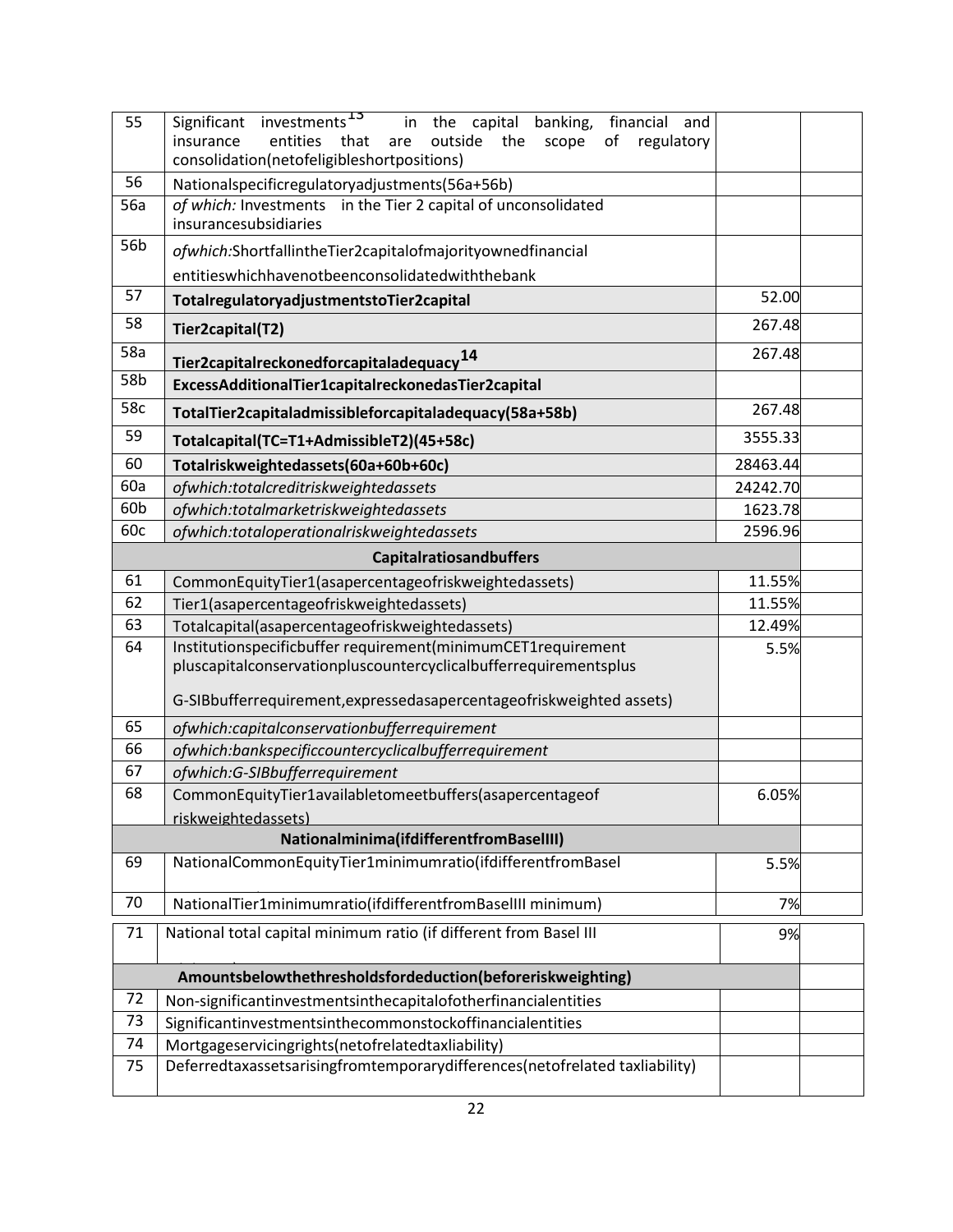| | | | |
|---|---|---|---|
| 55 | Significant investments[13] in the capital banking, financial and insurance entities that are outside the scope of regulatory consolidation(netofeligibleshortpositions) | | |
| 56 | Nationalspecificregulatoryadjustments(56a+56b) | | |
| 56a | *of which:* Investments in the Tier 2 capital of unconsolidated insurancesubsidiaries | | |
| 56b | *ofwhich:*ShortfallintheTier2capitalofmajorityownedfinancial entitieswhichhavenotbeenconsolidatedwiththebank | | |
| 57 | **TotalregulatoryadjustmentstoTier2capital** | 52.00 | |
| 58 | **Tier2capital(T2)** | 267.48 | |
| 58a | **Tier2capitalreckonedforcapitaladequacy[14]** | 267.48 | |
| 58b | **ExcessAdditionalTier1capitalreckonedasTier2capital** | | |
| 58c | **TotalTier2capitaladmissibleforcapitaladequacy(58a+58b)** | 267.48 | |
| 59 | **Totalcapital(TC=T1+AdmissibleT2)(45+58c)** | 3555.33 | |
| 60 | **Totalriskweightedassets(60a+60b+60c)** | 28463.44 | |
| 60a | *ofwhich:totalcreditriskweightedassets* | 24242.70 | |
| 60b | *ofwhich:totalmarketriskweightedassets* | 1623.78 | |
| 60c | *ofwhich:totaloperationalriskweightedassets* | 2596.96 | |
| | **Capitalratiosandbuffers** | | |
| 61 | CommonEquityTier1(asapercentageofriskweightedassets) | 11.55% | |
| 62 | Tier1(asapercentageofriskweightedassets) | 11.55% | |
| 63 | Totalcapital(asapercentageofriskweightedassets) | 12.49% | |
| 64 | Institutionspecificbuffer requirement(minimumCET1requirement pluscapitalconservationpluscountercyclicalbufferrequirementsplus G-SIBbufferrequirement,expressedasapercentageofriskweighted assets) | 5.5% | |
| 65 | *ofwhich:capitalconservationbufferrequirement* | | |
| 66 | *ofwhich:bankspecificcountercyclicalbufferrequirement* | | |
| 67 | *ofwhich:G-SIBbufferrequirement* | | |
| 68 | CommonEquityTier1availabletomeetbuffers(asapercentageof riskweightedassets) | 6.05% | |
| | **Nationalminima(ifdifferentfromBaselIII)** | | |
| 69 | NationalCommonEquityTier1minimumratio(ifdifferentfromBasel | 5.5% | |
| 70 | NationalTier1minimumratio(ifdifferentfromBaselIII minimum) | 7% | |
| 71 | National total capital minimum ratio (if different from Basel III | 9% | |
| | **Amountsbelowthethresholdsfordeduction(beforeriskweighting)** | | |
| 72 | Non-significantinvestmentsinthecapitalofotherfinancialentities | | |
| 73 | Significantinvestmentsinthecommonstockoffinancialentities | | |
| 74 | Mortgageservicingrights(netofrelatedtaxliability) | | |
| 75 | Deferredtaxassetsarisingfromtemporarydifferences(netofrelated taxliability) | | |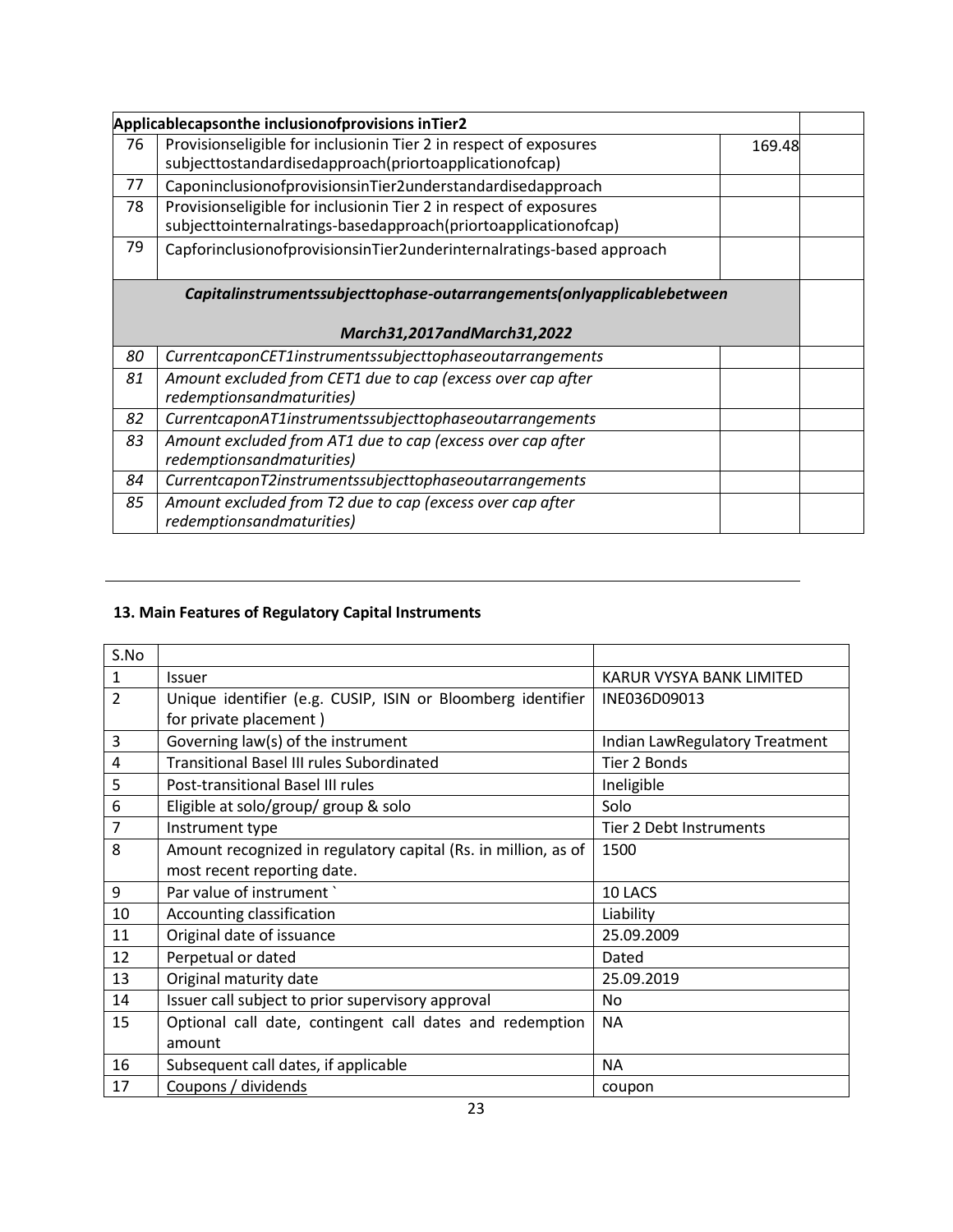| Applicablecapsonthe inclusionofprovisions inTier2 | | | |
|---|---|---|---|
| 76 | Provisionseligible for inclusionin Tier 2 in respect of exposures subjecttostandardisedapproach(priortoapplicationofcap) | 169.48 | |
| 77 | CaponinclusionofprovisionsinTier2understandardisedapproach | | |
| 78 | Provisionseligible for inclusionin Tier 2 in respect of exposures subjecttointernalratings-basedapproach(priortoapplicationofcap) | | |
| 79 | CapforinclusionofprovisionsinTier2underinternalratings-based approach | | |
| | *Capitalinstrumentssubjecttophase-outarrangements(onlyapplicablebetween March31,2017andMarch31,2022* | | |
| *80* | *CurrentcaponCET1instrumentssubjecttophaseoutarrangements* | | |
| *81* | *Amount excluded from CET1 due to cap (excess over cap after redemptionsandmaturities)* | | |
| *82* | *CurrentcaponAT1instrumentssubjecttophaseoutarrangements* | | |
| *83* | *Amount excluded from AT1 due to cap (excess over cap after redemptionsandmaturities)* | | |
| *84* | *CurrentcaponT2instrumentssubjecttophaseoutarrangements* | | |
| *85* | *Amount excluded from T2 due to cap (excess over cap after redemptionsandmaturities)* | | |

---

### 13. Main Features of Regulatory Capital Instruments

| S.No | | |
|---|---|---|
| 1 | Issuer | KARUR VYSYA BANK LIMITED |
| 2 | Unique identifier (e.g. CUSIP, ISIN or Bloomberg identifier for private placement ) | INE036D09013 |
| 3 | Governing law(s) of the instrument | Indian LawRegulatory Treatment |
| 4 | Transitional Basel III rules Subordinated | Tier 2 Bonds |
| 5 | Post-transitional Basel III rules | Ineligible |
| 6 | Eligible at solo/group/ group & solo | Solo |
| 7 | Instrument type | Tier 2 Debt Instruments |
| 8 | Amount recognized in regulatory capital (Rs. in million, as of most recent reporting date. | 1500 |
| 9 | Par value of instrument ` | 10 LACS |
| 10 | Accounting classification | Liability |
| 11 | Original date of issuance | 25.09.2009 |
| 12 | Perpetual or dated | Dated |
| 13 | Original maturity date | 25.09.2019 |
| 14 | Issuer call subject to prior supervisory approval | No |
| 15 | Optional call date, contingent call dates and redemption amount | NA |
| 16 | Subsequent call dates, if applicable | NA |
| 17 | Coupons / dividends | coupon |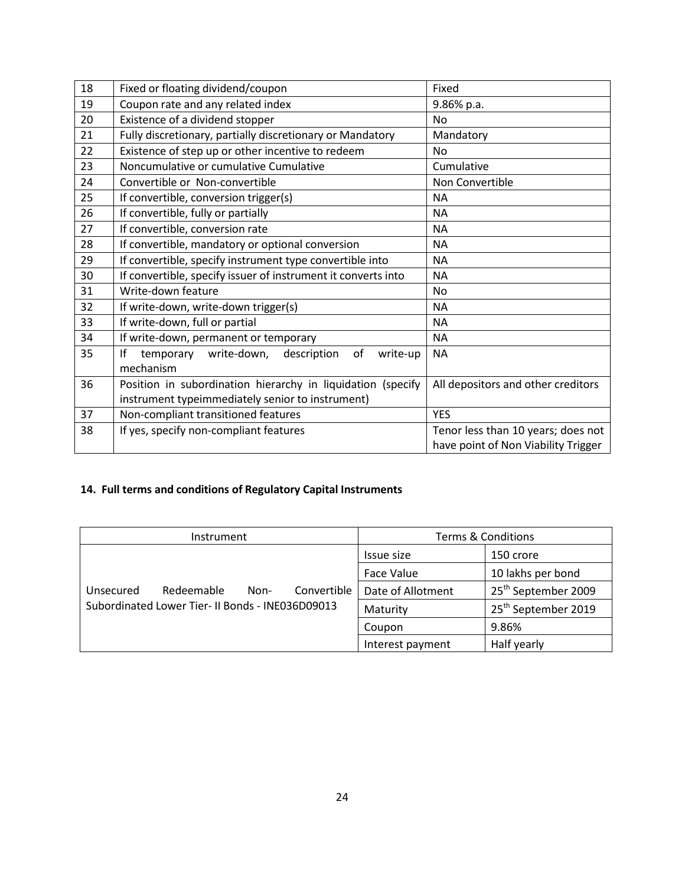| | | |
|---|---|---|
| 18 | Fixed or floating dividend/coupon | Fixed |
| 19 | Coupon rate and any related index | 9.86% p.a. |
| 20 | Existence of a dividend stopper | No |
| 21 | Fully discretionary, partially discretionary or Mandatory | Mandatory |
| 22 | Existence of step up or other incentive to redeem | No |
| 23 | Noncumulative or cumulative Cumulative | Cumulative |
| 24 | Convertible or Non-convertible | Non Convertible |
| 25 | If convertible, conversion trigger(s) | NA |
| 26 | If convertible, fully or partially | NA |
| 27 | If convertible, conversion rate | NA |
| 28 | If convertible, mandatory or optional conversion | NA |
| 29 | If convertible, specify instrument type convertible into | NA |
| 30 | If convertible, specify issuer of instrument it converts into | NA |
| 31 | Write-down feature | No |
| 32 | If write-down, write-down trigger(s) | NA |
| 33 | If write-down, full or partial | NA |
| 34 | If write-down, permanent or temporary | NA |
| 35 | If temporary write-down, description of write-up mechanism | NA |
| 36 | Position in subordination hierarchy in liquidation (specify instrument typeimmediately senior to instrument) | All depositors and other creditors |
| 37 | Non-compliant transitioned features | YES |
| 38 | If yes, specify non-compliant features | Tenor less than 10 years; does not have point of Non Viability Trigger |

## 14. Full terms and conditions of Regulatory Capital Instruments

| Instrument | Terms & Conditions | |
|---|---|---|
| Unsecured Redeemable Non- Convertible Subordinated Lower Tier- II Bonds - INE036D09013 | Issue size | 150 crore |
| | Face Value | 10 lakhs per bond |
| | Date of Allotment | 25th September 2009 |
| | Maturity | 25th September 2019 |
| | Coupon | 9.86% |
| | Interest payment | Half yearly |